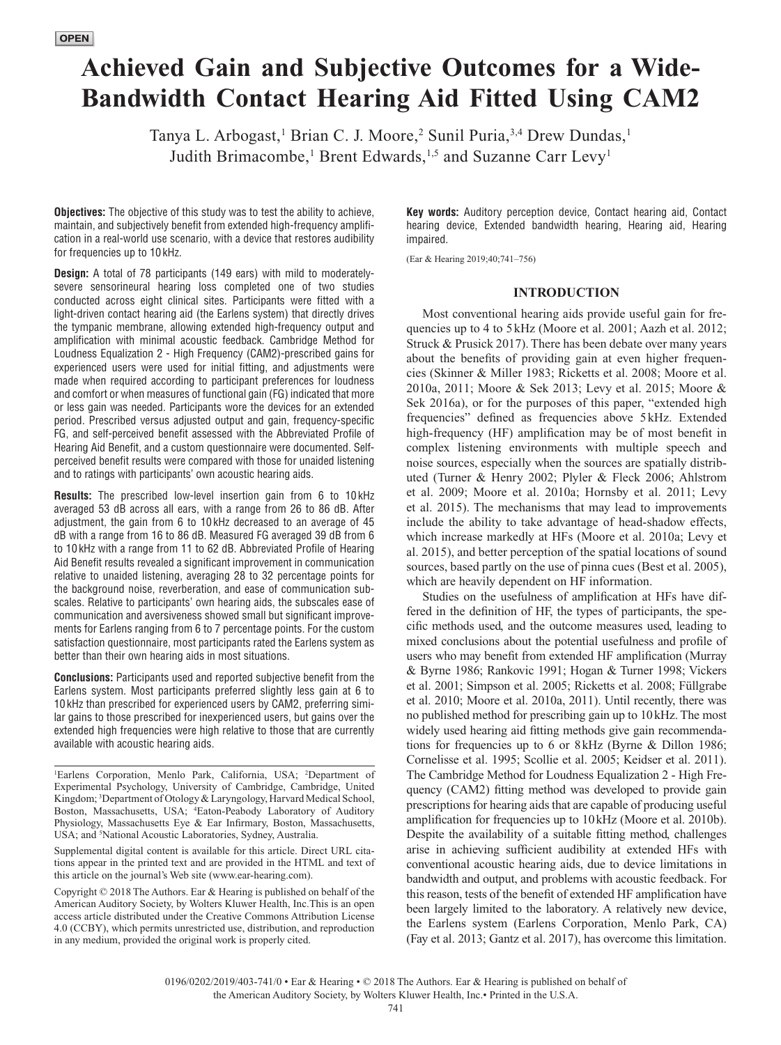OPEN

# Achieved Gain and Subjective Outcomes for a Wide-Bandwidth Contact Hearing Aid Fitted Using CAM2

Tanya L. Arbogast,[1] Brian C. J. Moore,[2] Sunil Puria,[3,4] Drew Dundas,[1] Judith Brimacombe,[1] Brent Edwards,[1,5] and Suzanne Carr Levy[1]

**Objectives:** The objective of this study was to test the ability to achieve, maintain, and subjectively benefit from extended high-frequency amplification in a real-world use scenario, with a device that restores audibility for frequencies up to 10 kHz.

**Design:** A total of 78 participants (149 ears) with mild to moderately-severe sensorineural hearing loss completed one of two studies conducted across eight clinical sites. Participants were fitted with a light-driven contact hearing aid (the Earlens system) that directly drives the tympanic membrane, allowing extended high-frequency output and amplification with minimal acoustic feedback. Cambridge Method for Loudness Equalization 2 - High Frequency (CAM2)-prescribed gains for experienced users were used for initial fitting, and adjustments were made when required according to participant preferences for loudness and comfort or when measures of functional gain (FG) indicated that more or less gain was needed. Participants wore the devices for an extended period. Prescribed versus adjusted output and gain, frequency-specific FG, and self-perceived benefit assessed with the Abbreviated Profile of Hearing Aid Benefit, and a custom questionnaire were documented. Self-perceived benefit results were compared with those for unaided listening and to ratings with participants' own acoustic hearing aids.

**Results:** The prescribed low-level insertion gain from 6 to 10 kHz averaged 53 dB across all ears, with a range from 26 to 86 dB. After adjustment, the gain from 6 to 10 kHz decreased to an average of 45 dB with a range from 16 to 86 dB. Measured FG averaged 39 dB from 6 to 10 kHz with a range from 11 to 62 dB. Abbreviated Profile of Hearing Aid Benefit results revealed a significant improvement in communication relative to unaided listening, averaging 28 to 32 percentage points for the background noise, reverberation, and ease of communication subscales. Relative to participants' own hearing aids, the subscales ease of communication and aversiveness showed small but significant improvements for Earlens ranging from 6 to 7 percentage points. For the custom satisfaction questionnaire, most participants rated the Earlens system as better than their own hearing aids in most situations.

**Conclusions:** Participants used and reported subjective benefit from the Earlens system. Most participants preferred slightly less gain at 6 to 10 kHz than prescribed for experienced users by CAM2, preferring similar gains to those prescribed for inexperienced users, but gains over the extended high frequencies were high relative to those that are currently available with acoustic hearing aids.

**Key words:** Auditory perception device, Contact hearing aid, Contact hearing device, Extended bandwidth hearing, Hearing aid, Hearing impaired.

(Ear & Hearing 2019;40;741–756)

## INTRODUCTION

Most conventional hearing aids provide useful gain for frequencies up to 4 to 5 kHz (Moore et al. 2001; Aazh et al. 2012; Struck & Prusick 2017). There has been debate over many years about the benefits of providing gain at even higher frequencies (Skinner & Miller 1983; Ricketts et al. 2008; Moore et al. 2010a, 2011; Moore & Sek 2013; Levy et al. 2015; Moore & Sek 2016a), or for the purposes of this paper, "extended high frequencies" defined as frequencies above 5 kHz. Extended high-frequency (HF) amplification may be of most benefit in complex listening environments with multiple speech and noise sources, especially when the sources are spatially distributed (Turner & Henry 2002; Plyler & Fleck 2006; Ahlstrom et al. 2009; Moore et al. 2010a; Hornsby et al. 2011; Levy et al. 2015). The mechanisms that may lead to improvements include the ability to take advantage of head-shadow effects, which increase markedly at HFs (Moore et al. 2010a; Levy et al. 2015), and better perception of the spatial locations of sound sources, based partly on the use of pinna cues (Best et al. 2005), which are heavily dependent on HF information.

Studies on the usefulness of amplification at HFs have differed in the definition of HF, the types of participants, the specific methods used, and the outcome measures used, leading to mixed conclusions about the potential usefulness and profile of users who may benefit from extended HF amplification (Murray & Byrne 1986; Rankovic 1991; Hogan & Turner 1998; Vickers et al. 2001; Simpson et al. 2005; Ricketts et al. 2008; Füllgrabe et al. 2010; Moore et al. 2010a, 2011). Until recently, there was no published method for prescribing gain up to 10 kHz. The most widely used hearing aid fitting methods give gain recommendations for frequencies up to 6 or 8 kHz (Byrne & Dillon 1986; Cornelisse et al. 1995; Scollie et al. 2005; Keidser et al. 2011). The Cambridge Method for Loudness Equalization 2 - High Frequency (CAM2) fitting method was developed to provide gain prescriptions for hearing aids that are capable of producing useful amplification for frequencies up to 10 kHz (Moore et al. 2010b). Despite the availability of a suitable fitting method, challenges arise in achieving sufficient audibility at extended HFs with conventional acoustic hearing aids, due to device limitations in bandwidth and output, and problems with acoustic feedback. For this reason, tests of the benefit of extended HF amplification have been largely limited to the laboratory. A relatively new device, the Earlens system (Earlens Corporation, Menlo Park, CA) (Fay et al. 2013; Gantz et al. 2017), has overcome this limitation.

[1]Earlens Corporation, Menlo Park, California, USA; [2]Department of Experimental Psychology, University of Cambridge, Cambridge, United Kingdom; [3]Department of Otology & Laryngology, Harvard Medical School, Boston, Massachusetts, USA; [4]Eaton-Peabody Laboratory of Auditory Physiology, Massachusetts Eye & Ear Infirmary, Boston, Massachusetts, USA; and [5]National Acoustic Laboratories, Sydney, Australia.

Supplemental digital content is available for this article. Direct URL citations appear in the printed text and are provided in the HTML and text of this article on the journal's Web site (www.ear-hearing.com).

Copyright © 2018 The Authors. Ear & Hearing is published on behalf of the American Auditory Society, by Wolters Kluwer Health, Inc.This is an open access article distributed under the Creative Commons Attribution License 4.0 (CCBY), which permits unrestricted use, distribution, and reproduction in any medium, provided the original work is properly cited.

0196/0202/2019/403-741/0 • Ear & Hearing • © 2018 The Authors. Ear & Hearing is published on behalf of the American Auditory Society, by Wolters Kluwer Health, Inc.• Printed in the U.S.A.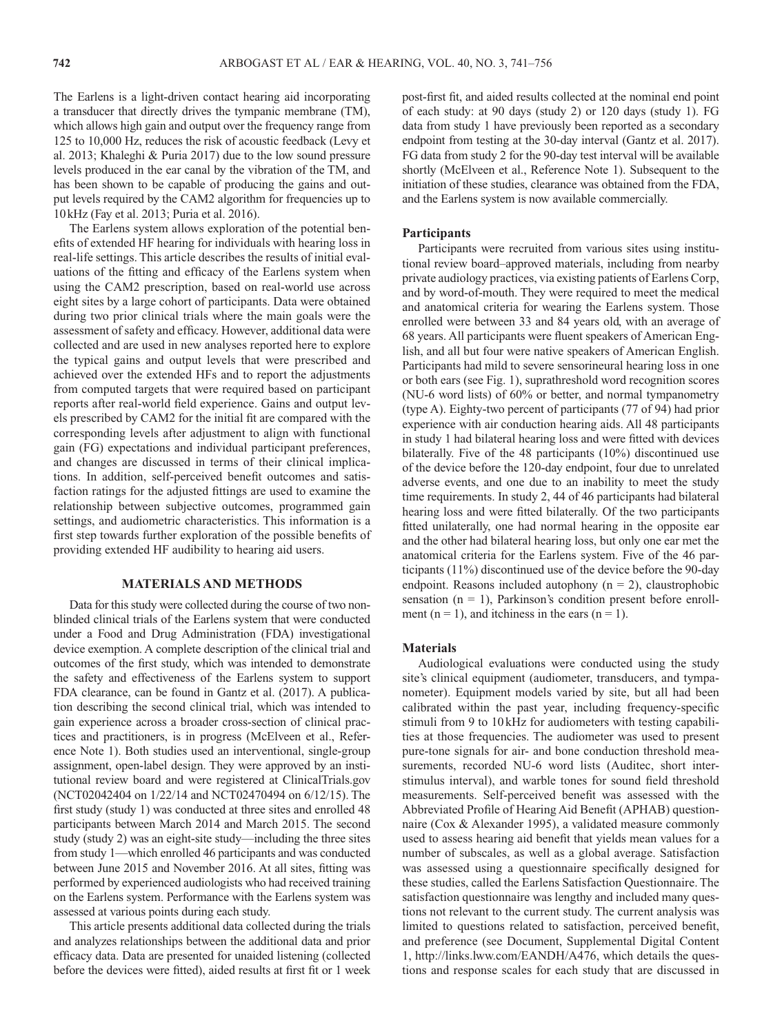The Earlens is a light-driven contact hearing aid incorporating a transducer that directly drives the tympanic membrane (TM), which allows high gain and output over the frequency range from 125 to 10,000 Hz, reduces the risk of acoustic feedback (Levy et al. 2013; Khaleghi & Puria 2017) due to the low sound pressure levels produced in the ear canal by the vibration of the TM, and has been shown to be capable of producing the gains and output levels required by the CAM2 algorithm for frequencies up to 10 kHz (Fay et al. 2013; Puria et al. 2016).

The Earlens system allows exploration of the potential benefits of extended HF hearing for individuals with hearing loss in real-life settings. This article describes the results of initial evaluations of the fitting and efficacy of the Earlens system when using the CAM2 prescription, based on real-world use across eight sites by a large cohort of participants. Data were obtained during two prior clinical trials where the main goals were the assessment of safety and efficacy. However, additional data were collected and are used in new analyses reported here to explore the typical gains and output levels that were prescribed and achieved over the extended HFs and to report the adjustments from computed targets that were required based on participant reports after real-world field experience. Gains and output levels prescribed by CAM2 for the initial fit are compared with the corresponding levels after adjustment to align with functional gain (FG) expectations and individual participant preferences, and changes are discussed in terms of their clinical implications. In addition, self-perceived benefit outcomes and satisfaction ratings for the adjusted fittings are used to examine the relationship between subjective outcomes, programmed gain settings, and audiometric characteristics. This information is a first step towards further exploration of the possible benefits of providing extended HF audibility to hearing aid users.

## MATERIALS AND METHODS

Data for this study were collected during the course of two non-blinded clinical trials of the Earlens system that were conducted under a Food and Drug Administration (FDA) investigational device exemption. A complete description of the clinical trial and outcomes of the first study, which was intended to demonstrate the safety and effectiveness of the Earlens system to support FDA clearance, can be found in Gantz et al. (2017). A publication describing the second clinical trial, which was intended to gain experience across a broader cross-section of clinical practices and practitioners, is in progress (McElveen et al., Reference Note 1). Both studies used an interventional, single-group assignment, open-label design. They were approved by an institutional review board and were registered at ClinicalTrials.gov (NCT02042404 on 1/22/14 and NCT02470494 on 6/12/15). The first study (study 1) was conducted at three sites and enrolled 48 participants between March 2014 and March 2015. The second study (study 2) was an eight-site study—including the three sites from study 1—which enrolled 46 participants and was conducted between June 2015 and November 2016. At all sites, fitting was performed by experienced audiologists who had received training on the Earlens system. Performance with the Earlens system was assessed at various points during each study.

This article presents additional data collected during the trials and analyzes relationships between the additional data and prior efficacy data. Data are presented for unaided listening (collected before the devices were fitted), aided results at first fit or 1 week post-first fit, and aided results collected at the nominal end point of each study: at 90 days (study 2) or 120 days (study 1). FG data from study 1 have previously been reported as a secondary endpoint from testing at the 30-day interval (Gantz et al. 2017). FG data from study 2 for the 90-day test interval will be available shortly (McElveen et al., Reference Note 1). Subsequent to the initiation of these studies, clearance was obtained from the FDA, and the Earlens system is now available commercially.

### Participants

Participants were recruited from various sites using institutional review board–approved materials, including from nearby private audiology practices, via existing patients of Earlens Corp, and by word-of-mouth. They were required to meet the medical and anatomical criteria for wearing the Earlens system. Those enrolled were between 33 and 84 years old, with an average of 68 years. All participants were fluent speakers of American English, and all but four were native speakers of American English. Participants had mild to severe sensorineural hearing loss in one or both ears (see Fig. 1), suprathreshold word recognition scores (NU-6 word lists) of 60% or better, and normal tympanometry (type A). Eighty-two percent of participants (77 of 94) had prior experience with air conduction hearing aids. All 48 participants in study 1 had bilateral hearing loss and were fitted with devices bilaterally. Five of the 48 participants (10%) discontinued use of the device before the 120-day endpoint, four due to unrelated adverse events, and one due to an inability to meet the study time requirements. In study 2, 44 of 46 participants had bilateral hearing loss and were fitted bilaterally. Of the two participants fitted unilaterally, one had normal hearing in the opposite ear and the other had bilateral hearing loss, but only one ear met the anatomical criteria for the Earlens system. Five of the 46 participants (11%) discontinued use of the device before the 90-day endpoint. Reasons included autophony (n = 2), claustrophobic sensation (n = 1), Parkinson's condition present before enrollment (n = 1), and itchiness in the ears (n = 1).

### Materials

Audiological evaluations were conducted using the study site's clinical equipment (audiometer, transducers, and tympanometer). Equipment models varied by site, but all had been calibrated within the past year, including frequency-specific stimuli from 9 to 10 kHz for audiometers with testing capabilities at those frequencies. The audiometer was used to present pure-tone signals for air- and bone conduction threshold measurements, recorded NU-6 word lists (Auditec, short interstimulus interval), and warble tones for sound field threshold measurements. Self-perceived benefit was assessed with the Abbreviated Profile of Hearing Aid Benefit (APHAB) questionnaire (Cox & Alexander 1995), a validated measure commonly used to assess hearing aid benefit that yields mean values for a number of subscales, as well as a global average. Satisfaction was assessed using a questionnaire specifically designed for these studies, called the Earlens Satisfaction Questionnaire. The satisfaction questionnaire was lengthy and included many questions not relevant to the current study. The current analysis was limited to questions related to satisfaction, perceived benefit, and preference (see Document, Supplemental Digital Content 1, http://links.lww.com/EANDH/A476, which details the questions and response scales for each study that are discussed in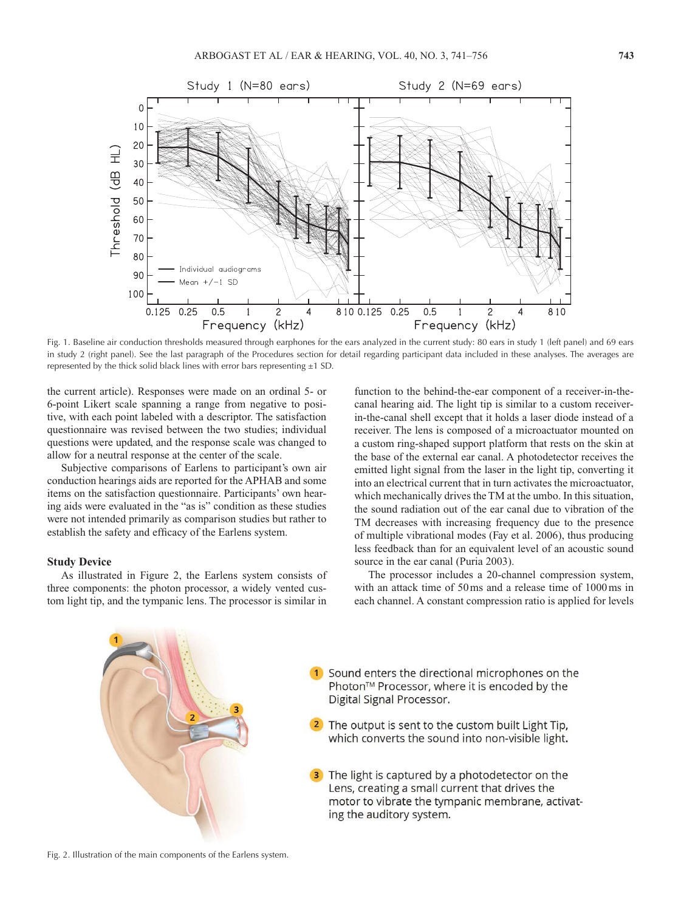Fig. 1. Baseline air conduction thresholds measured through earphones for the ears analyzed in the current study: 80 ears in study 1 (left panel) and 69 ears in study 2 (right panel). See the last paragraph of the Procedures section for detail regarding participant data included in these analyses. The averages are represented by the thick solid black lines with error bars representing ±1 SD.

the current article). Responses were made on an ordinal 5- or 6-point Likert scale spanning a range from negative to positive, with each point labeled with a descriptor. The satisfaction questionnaire was revised between the two studies; individual questions were updated, and the response scale was changed to allow for a neutral response at the center of the scale.

Subjective comparisons of Earlens to participant's own air conduction hearings aids are reported for the APHAB and some items on the satisfaction questionnaire. Participants' own hearing aids were evaluated in the "as is" condition as these studies were not intended primarily as comparison studies but rather to establish the safety and efficacy of the Earlens system.

### Study Device

As illustrated in Figure 2, the Earlens system consists of three components: the photon processor, a widely vented custom light tip, and the tympanic lens. The processor is similar in function to the behind-the-ear component of a receiver-in-the-canal hearing aid. The light tip is similar to a custom receiver-in-the-canal shell except that it holds a laser diode instead of a receiver. The lens is composed of a microactuator mounted on a custom ring-shaped support platform that rests on the skin at the base of the external ear canal. A photodetector receives the emitted light signal from the laser in the light tip, converting it into an electrical current that in turn activates the microactuator, which mechanically drives the TM at the umbo. In this situation, the sound radiation out of the ear canal due to vibration of the TM decreases with increasing frequency due to the presence of multiple vibrational modes (Fay et al. 2006), thus producing less feedback than for an equivalent level of an acoustic sound source in the ear canal (Puria 2003).

The processor includes a 20-channel compression system, with an attack time of 50 ms and a release time of 1000 ms in each channel. A constant compression ratio is applied for levels

Fig. 2. Illustration of the main components of the Earlens system.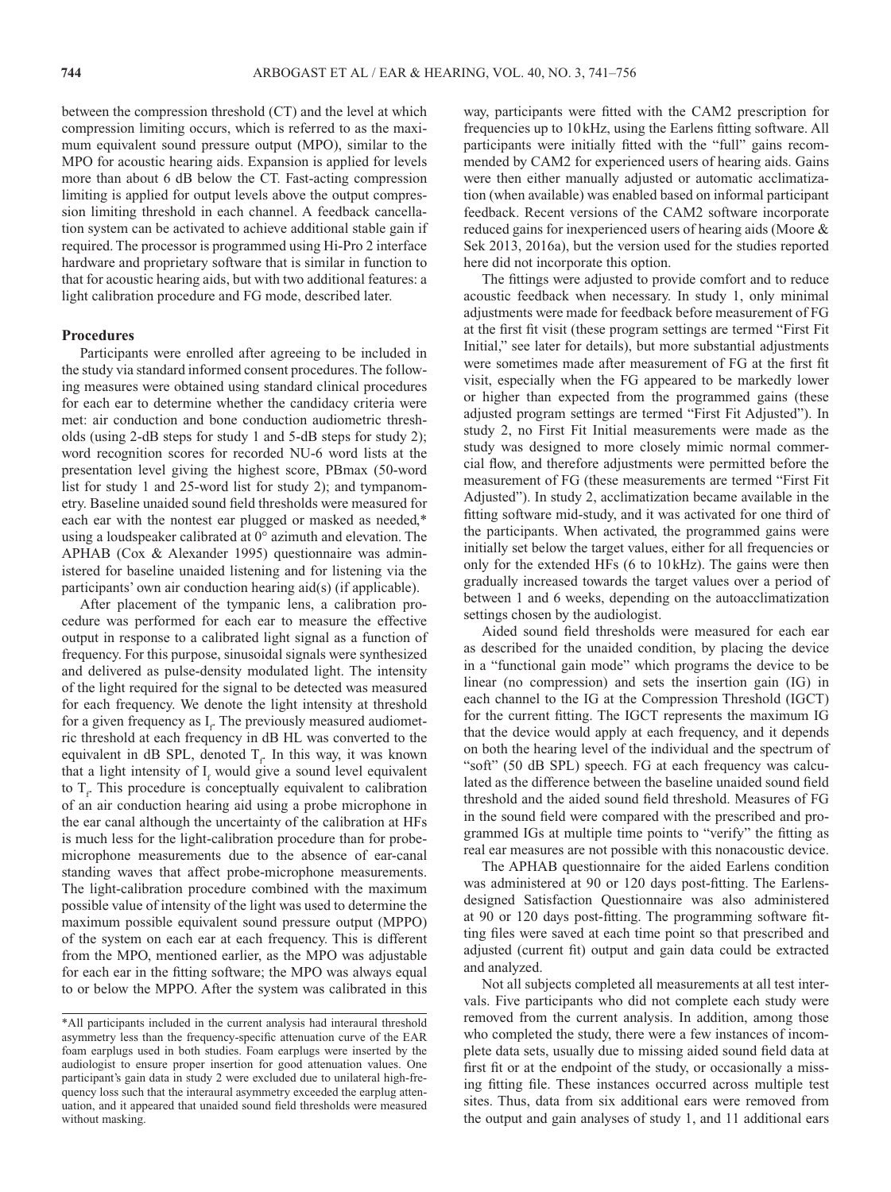between the compression threshold (CT) and the level at which compression limiting occurs, which is referred to as the maximum equivalent sound pressure output (MPO), similar to the MPO for acoustic hearing aids. Expansion is applied for levels more than about 6 dB below the CT. Fast-acting compression limiting is applied for output levels above the output compression limiting threshold in each channel. A feedback cancellation system can be activated to achieve additional stable gain if required. The processor is programmed using Hi-Pro 2 interface hardware and proprietary software that is similar in function to that for acoustic hearing aids, but with two additional features: a light calibration procedure and FG mode, described later.

### Procedures

Participants were enrolled after agreeing to be included in the study via standard informed consent procedures. The following measures were obtained using standard clinical procedures for each ear to determine whether the candidacy criteria were met: air conduction and bone conduction audiometric thresholds (using 2-dB steps for study 1 and 5-dB steps for study 2); word recognition scores for recorded NU-6 word lists at the presentation level giving the highest score, PBmax (50-word list for study 1 and 25-word list for study 2); and tympanometry. Baseline unaided sound field thresholds were measured for each ear with the nontest ear plugged or masked as needed,* using a loudspeaker calibrated at 0° azimuth and elevation. The APHAB (Cox & Alexander 1995) questionnaire was administered for baseline unaided listening and for listening via the participants' own air conduction hearing aid(s) (if applicable).

After placement of the tympanic lens, a calibration procedure was performed for each ear to measure the effective output in response to a calibrated light signal as a function of frequency. For this purpose, sinusoidal signals were synthesized and delivered as pulse-density modulated light. The intensity of the light required for the signal to be detected was measured for each frequency. We denote the light intensity at threshold for a given frequency as $I_f$. The previously measured audiometric threshold at each frequency in dB HL was converted to the equivalent in dB SPL, denoted $T_f$. In this way, it was known that a light intensity of $I_f$ would give a sound level equivalent to $T_f$. This procedure is conceptually equivalent to calibration of an air conduction hearing aid using a probe microphone in the ear canal although the uncertainty of the calibration at HFs is much less for the light-calibration procedure than for probe-microphone measurements due to the absence of ear-canal standing waves that affect probe-microphone measurements. The light-calibration procedure combined with the maximum possible value of intensity of the light was used to determine the maximum possible equivalent sound pressure output (MPPO) of the system on each ear at each frequency. This is different from the MPO, mentioned earlier, as the MPO was adjustable for each ear in the fitting software; the MPO was always equal to or below the MPPO. After the system was calibrated in this way, participants were fitted with the CAM2 prescription for frequencies up to 10 kHz, using the Earlens fitting software. All participants were initially fitted with the "full" gains recommended by CAM2 for experienced users of hearing aids. Gains were then either manually adjusted or automatic acclimatization (when available) was enabled based on informal participant feedback. Recent versions of the CAM2 software incorporate reduced gains for inexperienced users of hearing aids (Moore & Sek 2013, 2016a), but the version used for the studies reported here did not incorporate this option.

The fittings were adjusted to provide comfort and to reduce acoustic feedback when necessary. In study 1, only minimal adjustments were made for feedback before measurement of FG at the first fit visit (these program settings are termed "First Fit Initial," see later for details), but more substantial adjustments were sometimes made after measurement of FG at the first fit visit, especially when the FG appeared to be markedly lower or higher than expected from the programmed gains (these adjusted program settings are termed "First Fit Adjusted"). In study 2, no First Fit Initial measurements were made as the study was designed to more closely mimic normal commercial flow, and therefore adjustments were permitted before the measurement of FG (these measurements are termed "First Fit Adjusted"). In study 2, acclimatization became available in the fitting software mid-study, and it was activated for one third of the participants. When activated, the programmed gains were initially set below the target values, either for all frequencies or only for the extended HFs (6 to 10 kHz). The gains were then gradually increased towards the target values over a period of between 1 and 6 weeks, depending on the autoacclimatization settings chosen by the audiologist.

Aided sound field thresholds were measured for each ear as described for the unaided condition, by placing the device in a "functional gain mode" which programs the device to be linear (no compression) and sets the insertion gain (IG) in each channel to the IG at the Compression Threshold (IGCT) for the current fitting. The IGCT represents the maximum IG that the device would apply at each frequency, and it depends on both the hearing level of the individual and the spectrum of "soft" (50 dB SPL) speech. FG at each frequency was calculated as the difference between the baseline unaided sound field threshold and the aided sound field threshold. Measures of FG in the sound field were compared with the prescribed and programmed IGs at multiple time points to "verify" the fitting as real ear measures are not possible with this nonacoustic device.

The APHAB questionnaire for the aided Earlens condition was administered at 90 or 120 days post-fitting. The Earlens-designed Satisfaction Questionnaire was also administered at 90 or 120 days post-fitting. The programming software fitting files were saved at each time point so that prescribed and adjusted (current fit) output and gain data could be extracted and analyzed.

Not all subjects completed all measurements at all test intervals. Five participants who did not complete each study were removed from the current analysis. In addition, among those who completed the study, there were a few instances of incomplete data sets, usually due to missing aided sound field data at first fit or at the endpoint of the study, or occasionally a missing fitting file. These instances occurred across multiple test sites. Thus, data from six additional ears were removed from the output and gain analyses of study 1, and 11 additional ears

*All participants included in the current analysis had interaural threshold asymmetry less than the frequency-specific attenuation curve of the EAR foam earplugs used in both studies. Foam earplugs were inserted by the audiologist to ensure proper insertion for good attenuation values. One participant's gain data in study 2 were excluded due to unilateral high-frequency loss such that the interaural asymmetry exceeded the earplug attenuation, and it appeared that unaided sound field thresholds were measured without masking.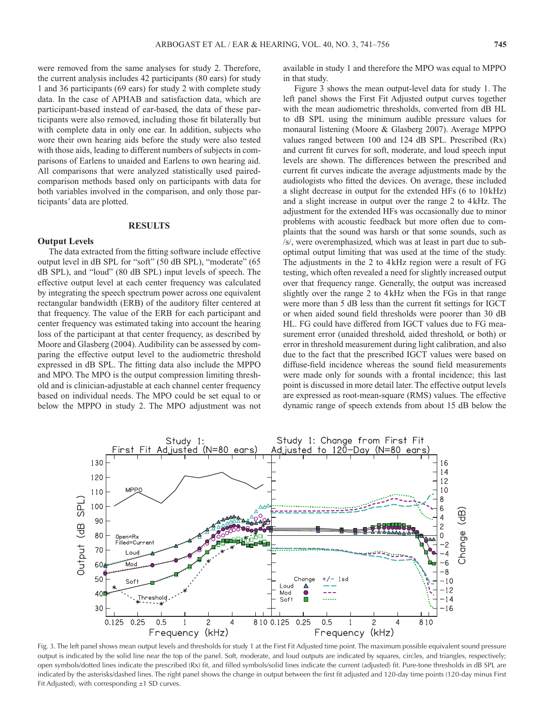were removed from the same analyses for study 2. Therefore, the current analysis includes 42 participants (80 ears) for study 1 and 36 participants (69 ears) for study 2 with complete study data. In the case of APHAB and satisfaction data, which are participant-based instead of ear-based, the data of these participants were also removed, including those fit bilaterally but with complete data in only one ear. In addition, subjects who wore their own hearing aids before the study were also tested with those aids, leading to different numbers of subjects in comparisons of Earlens to unaided and Earlens to own hearing aid. All comparisons that were analyzed statistically used paired-comparison methods based only on participants with data for both variables involved in the comparison, and only those participants' data are plotted.

## RESULTS

### Output Levels

The data extracted from the fitting software include effective output level in dB SPL for "soft" (50 dB SPL), "moderate" (65 dB SPL), and "loud" (80 dB SPL) input levels of speech. The effective output level at each center frequency was calculated by integrating the speech spectrum power across one equivalent rectangular bandwidth (ERB) of the auditory filter centered at that frequency. The value of the ERB for each participant and center frequency was estimated taking into account the hearing loss of the participant at that center frequency, as described by Moore and Glasberg (2004). Audibility can be assessed by comparing the effective output level to the audiometric threshold expressed in dB SPL. The fitting data also include the MPPO and MPO. The MPO is the output compression limiting threshold and is clinician-adjustable at each channel center frequency based on individual needs. The MPO could be set equal to or below the MPPO in study 2. The MPO adjustment was not available in study 1 and therefore the MPO was equal to MPPO in that study.

Figure 3 shows the mean output-level data for study 1. The left panel shows the First Fit Adjusted output curves together with the mean audiometric thresholds, converted from dB HL to dB SPL using the minimum audible pressure values for monaural listening (Moore & Glasberg 2007). Average MPPO values ranged between 100 and 124 dB SPL. Prescribed (Rx) and current fit curves for soft, moderate, and loud speech input levels are shown. The differences between the prescribed and current fit curves indicate the average adjustments made by the audiologists who fitted the devices. On average, these included a slight decrease in output for the extended HFs (6 to 10 kHz) and a slight increase in output over the range 2 to 4 kHz. The adjustment for the extended HFs was occasionally due to minor problems with acoustic feedback but more often due to complaints that the sound was harsh or that some sounds, such as /s/, were overemphasized, which was at least in part due to suboptimal output limiting that was used at the time of the study. The adjustments in the 2 to 4 kHz region were a result of FG testing, which often revealed a need for slightly increased output over that frequency range. Generally, the output was increased slightly over the range 2 to 4 kHz when the FGs in that range were more than 5 dB less than the current fit settings for IGCT or when aided sound field thresholds were poorer than 30 dB HL. FG could have differed from IGCT values due to FG measurement error (unaided threshold, aided threshold, or both) or error in threshold measurement during light calibration, and also due to the fact that the prescribed IGCT values were based on diffuse-field incidence whereas the sound field measurements were made only for sounds with a frontal incidence; this last point is discussed in more detail later. The effective output levels are expressed as root-mean-square (RMS) values. The effective dynamic range of speech extends from about 15 dB below the

Fig. 3. The left panel shows mean output levels and thresholds for study 1 at the First Fit Adjusted time point. The maximum possible equivalent sound pressure output is indicated by the solid line near the top of the panel. Soft, moderate, and loud outputs are indicated by squares, circles, and triangles, respectively; open symbols/dotted lines indicate the prescribed (Rx) fit, and filled symbols/solid lines indicate the current (adjusted) fit. Pure-tone thresholds in dB SPL are indicated by the asterisks/dashed lines. The right panel shows the change in output between the first fit adjusted and 120-day time points (120-day minus First Fit Adjusted), with corresponding ±1 SD curves.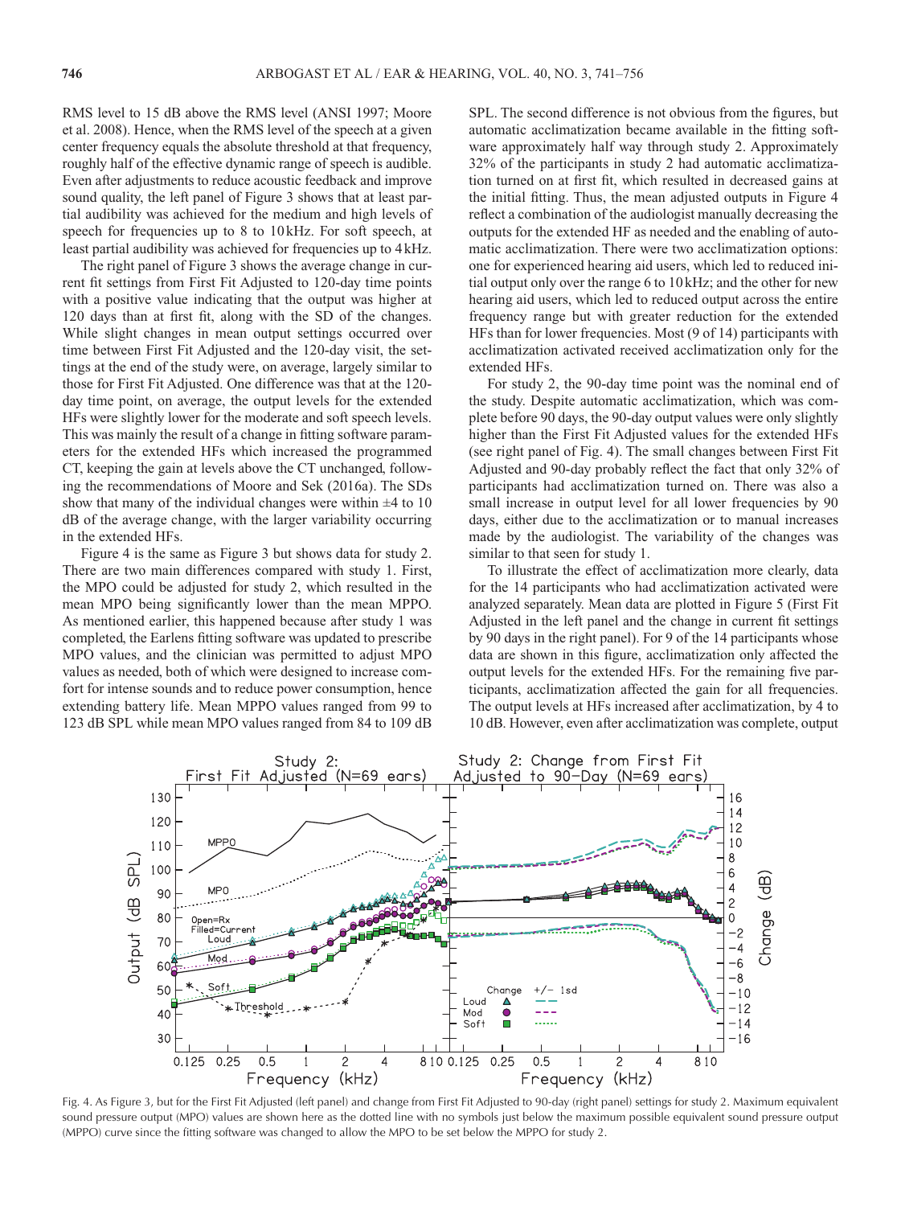RMS level to 15 dB above the RMS level (ANSI 1997; Moore et al. 2008). Hence, when the RMS level of the speech at a given center frequency equals the absolute threshold at that frequency, roughly half of the effective dynamic range of speech is audible. Even after adjustments to reduce acoustic feedback and improve sound quality, the left panel of Figure 3 shows that at least partial audibility was achieved for the medium and high levels of speech for frequencies up to 8 to 10 kHz. For soft speech, at least partial audibility was achieved for frequencies up to 4 kHz.

The right panel of Figure 3 shows the average change in current fit settings from First Fit Adjusted to 120-day time points with a positive value indicating that the output was higher at 120 days than at first fit, along with the SD of the changes. While slight changes in mean output settings occurred over time between First Fit Adjusted and the 120-day visit, the settings at the end of the study were, on average, largely similar to those for First Fit Adjusted. One difference was that at the 120-day time point, on average, the output levels for the extended HFs were slightly lower for the moderate and soft speech levels. This was mainly the result of a change in fitting software parameters for the extended HFs which increased the programmed CT, keeping the gain at levels above the CT unchanged, following the recommendations of Moore and Sek (2016a). The SDs show that many of the individual changes were within ±4 to 10 dB of the average change, with the larger variability occurring in the extended HFs.

Figure 4 is the same as Figure 3 but shows data for study 2. There are two main differences compared with study 1. First, the MPO could be adjusted for study 2, which resulted in the mean MPO being significantly lower than the mean MPPO. As mentioned earlier, this happened because after study 1 was completed, the Earlens fitting software was updated to prescribe MPO values, and the clinician was permitted to adjust MPO values as needed, both of which were designed to increase comfort for intense sounds and to reduce power consumption, hence extending battery life. Mean MPPO values ranged from 99 to 123 dB SPL while mean MPO values ranged from 84 to 109 dB SPL. The second difference is not obvious from the figures, but automatic acclimatization became available in the fitting software approximately half way through study 2. Approximately 32% of the participants in study 2 had automatic acclimatization turned on at first fit, which resulted in decreased gains at the initial fitting. Thus, the mean adjusted outputs in Figure 4 reflect a combination of the audiologist manually decreasing the outputs for the extended HF as needed and the enabling of automatic acclimatization. There were two acclimatization options: one for experienced hearing aid users, which led to reduced initial output only over the range 6 to 10 kHz; and the other for new hearing aid users, which led to reduced output across the entire frequency range but with greater reduction for the extended HFs than for lower frequencies. Most (9 of 14) participants with acclimatization activated received acclimatization only for the extended HFs.

For study 2, the 90-day time point was the nominal end of the study. Despite automatic acclimatization, which was complete before 90 days, the 90-day output values were only slightly higher than the First Fit Adjusted values for the extended HFs (see right panel of Fig. 4). The small changes between First Fit Adjusted and 90-day probably reflect the fact that only 32% of participants had acclimatization turned on. There was also a small increase in output level for all lower frequencies by 90 days, either due to the acclimatization or to manual increases made by the audiologist. The variability of the changes was similar to that seen for study 1.

To illustrate the effect of acclimatization more clearly, data for the 14 participants who had acclimatization activated were analyzed separately. Mean data are plotted in Figure 5 (First Fit Adjusted in the left panel and the change in current fit settings by 90 days in the right panel). For 9 of the 14 participants whose data are shown in this figure, acclimatization only affected the output levels for the extended HFs. For the remaining five participants, acclimatization affected the gain for all frequencies. The output levels at HFs increased after acclimatization, by 4 to 10 dB. However, even after acclimatization was complete, output

Fig. 4. As Figure 3, but for the First Fit Adjusted (left panel) and change from First Fit Adjusted to 90-day (right panel) settings for study 2. Maximum equivalent sound pressure output (MPO) values are shown here as the dotted line with no symbols just below the maximum possible equivalent sound pressure output (MPPO) curve since the fitting software was changed to allow the MPO to be set below the MPPO for study 2.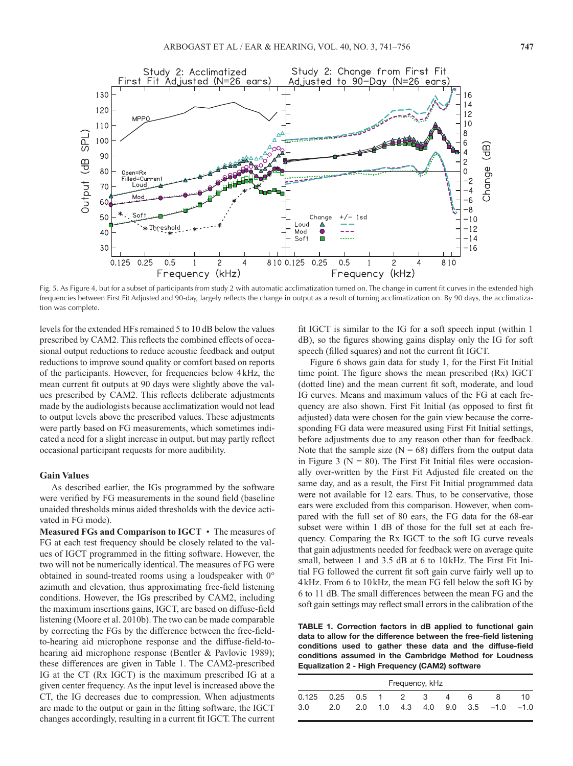Fig. 5. As Figure 4, but for a subset of participants from study 2 with automatic acclimatization turned on. The change in current fit curves in the extended high frequencies between First Fit Adjusted and 90-day, largely reflects the change in output as a result of turning acclimatization on. By 90 days, the acclimatization was complete.

levels for the extended HFs remained 5 to 10 dB below the values prescribed by CAM2. This reflects the combined effects of occasional output reductions to reduce acoustic feedback and output reductions to improve sound quality or comfort based on reports of the participants. However, for frequencies below 4 kHz, the mean current fit outputs at 90 days were slightly above the values prescribed by CAM2. This reflects deliberate adjustments made by the audiologists because acclimatization would not lead to output levels above the prescribed values. These adjustments were partly based on FG measurements, which sometimes indicated a need for a slight increase in output, but may partly reflect occasional participant requests for more audibility.

### Gain Values

As described earlier, the IGs programmed by the software were verified by FG measurements in the sound field (baseline unaided thresholds minus aided thresholds with the device activated in FG mode).

**Measured FGs and Comparison to IGCT** • The measures of FG at each test frequency should be closely related to the values of IGCT programmed in the fitting software. However, the two will not be numerically identical. The measures of FG were obtained in sound-treated rooms using a loudspeaker with 0° azimuth and elevation, thus approximating free-field listening conditions. However, the IGs prescribed by CAM2, including the maximum insertions gains, IGCT, are based on diffuse-field listening (Moore et al. 2010b). The two can be made comparable by correcting the FGs by the difference between the free-field-to-hearing aid microphone response and the diffuse-field-to-hearing aid microphone response (Bentler & Pavlovic 1989); these differences are given in Table 1. The CAM2-prescribed IG at the CT (Rx IGCT) is the maximum prescribed IG at a given center frequency. As the input level is increased above the CT, the IG decreases due to compression. When adjustments are made to the output or gain in the fitting software, the IGCT changes accordingly, resulting in a current fit IGCT. The current fit IGCT is similar to the IG for a soft speech input (within 1 dB), so the figures showing gains display only the IG for soft speech (filled squares) and not the current fit IGCT.

Figure 6 shows gain data for study 1, for the First Fit Initial time point. The figure shows the mean prescribed (Rx) IGCT (dotted line) and the mean current fit soft, moderate, and loud IG curves. Means and maximum values of the FG at each frequency are also shown. First Fit Initial (as opposed to first fit adjusted) data were chosen for the gain view because the corresponding FG data were measured using First Fit Initial settings, before adjustments due to any reason other than for feedback. Note that the sample size (N = 68) differs from the output data in Figure 3 (N = 80). The First Fit Initial files were occasionally over-written by the First Fit Adjusted file created on the same day, and as a result, the First Fit Initial programmed data were not available for 12 ears. Thus, to be conservative, those ears were excluded from this comparison. However, when compared with the full set of 80 ears, the FG data for the 68-ear subset were within 1 dB of those for the full set at each frequency. Comparing the Rx IGCT to the soft IG curve reveals that gain adjustments needed for feedback were on average quite small, between 1 and 3.5 dB at 6 to 10 kHz. The First Fit Initial FG followed the current fit soft gain curve fairly well up to 4 kHz. From 6 to 10 kHz, the mean FG fell below the soft IG by 6 to 11 dB. The small differences between the mean FG and the soft gain settings may reflect small errors in the calibration of the

**TABLE 1. Correction factors in dB applied to functional gain data to allow for the difference between the free-field listening conditions used to gather these data and the diffuse-field conditions assumed in the Cambridge Method for Loudness Equalization 2 - High Frequency (CAM2) software**

| Frequency, kHz | | | | | | | | | |
|---|---|---|---|---|---|---|---|---|---|
| 0.125 | 0.25 | 0.5 | 1 | 2 | 3 | 4 | 6 | 8 | 10 |
| 3.0 | 2.0 | 2.0 | 1.0 | 4.3 | 4.0 | 9.0 | 3.5 | −1.0 | −1.0 |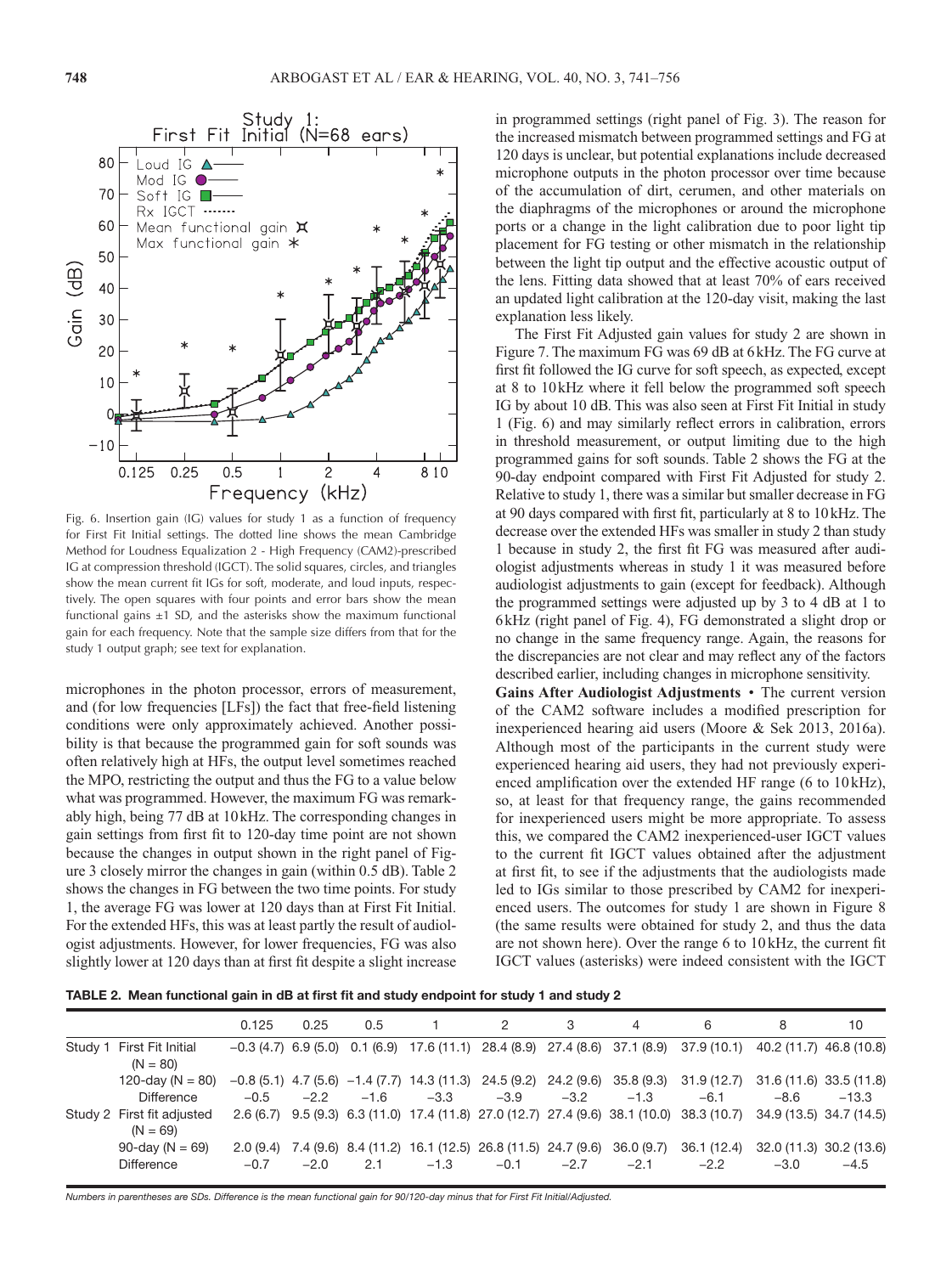Fig. 6. Insertion gain (IG) values for study 1 as a function of frequency for First Fit Initial settings. The dotted line shows the mean Cambridge Method for Loudness Equalization 2 - High Frequency (CAM2)-prescribed IG at compression threshold (IGCT). The solid squares, circles, and triangles show the mean current fit IGs for soft, moderate, and loud inputs, respectively. The open squares with four points and error bars show the mean functional gains ±1 SD, and the asterisks show the maximum functional gain for each frequency. Note that the sample size differs from that for the study 1 output graph; see text for explanation.

microphones in the photon processor, errors of measurement, and (for low frequencies [LFs]) the fact that free-field listening conditions were only approximately achieved. Another possibility is that because the programmed gain for soft sounds was often relatively high at HFs, the output level sometimes reached the MPO, restricting the output and thus the FG to a value below what was programmed. However, the maximum FG was remarkably high, being 77 dB at 10 kHz. The corresponding changes in gain settings from first fit to 120-day time point are not shown because the changes in output shown in the right panel of Figure 3 closely mirror the changes in gain (within 0.5 dB). Table 2 shows the changes in FG between the two time points. For study 1, the average FG was lower at 120 days than at First Fit Initial. For the extended HFs, this was at least partly the result of audiologist adjustments. However, for lower frequencies, FG was also slightly lower at 120 days than at first fit despite a slight increase in programmed settings (right panel of Fig. 3). The reason for the increased mismatch between programmed settings and FG at 120 days is unclear, but potential explanations include decreased microphone outputs in the photon processor over time because of the accumulation of dirt, cerumen, and other materials on the diaphragms of the microphones or around the microphone ports or a change in the light calibration due to poor light tip placement for FG testing or other mismatch in the relationship between the light tip output and the effective acoustic output of the lens. Fitting data showed that at least 70% of ears received an updated light calibration at the 120-day visit, making the last explanation less likely.

The First Fit Adjusted gain values for study 2 are shown in Figure 7. The maximum FG was 69 dB at 6 kHz. The FG curve at first fit followed the IG curve for soft speech, as expected, except at 8 to 10 kHz where it fell below the programmed soft speech IG by about 10 dB. This was also seen at First Fit Initial in study 1 (Fig. 6) and may similarly reflect errors in calibration, errors in threshold measurement, or output limiting due to the high programmed gains for soft sounds. Table 2 shows the FG at the 90-day endpoint compared with First Fit Adjusted for study 2. Relative to study 1, there was a similar but smaller decrease in FG at 90 days compared with first fit, particularly at 8 to 10 kHz. The decrease over the extended HFs was smaller in study 2 than study 1 because in study 2, the first fit FG was measured after audiologist adjustments whereas in study 1 it was measured before audiologist adjustments to gain (except for feedback). Although the programmed settings were adjusted up by 3 to 4 dB at 1 to 6 kHz (right panel of Fig. 4), FG demonstrated a slight drop or no change in the same frequency range. Again, the reasons for the discrepancies are not clear and may reflect any of the factors described earlier, including changes in microphone sensitivity.

**Gains After Audiologist Adjustments** • The current version of the CAM2 software includes a modified prescription for inexperienced hearing aid users (Moore & Sek 2013, 2016a). Although most of the participants in the current study were experienced hearing aid users, they had not previously experienced amplification over the extended HF range (6 to 10 kHz), so, at least for that frequency range, the gains recommended for inexperienced users might be more appropriate. To assess this, we compared the CAM2 inexperienced-user IGCT values to the current fit IGCT values obtained after the adjustment at first fit, to see if the adjustments that the audiologists made led to IGs similar to those prescribed by CAM2 for inexperienced users. The outcomes for study 1 are shown in Figure 8 (the same results were obtained for study 2, and thus the data are not shown here). Over the range 6 to 10 kHz, the current fit IGCT values (asterisks) were indeed consistent with the IGCT

**TABLE 2. Mean functional gain in dB at first fit and study endpoint for study 1 and study 2**

| | | 0.125 | 0.25 | 0.5 | 1 | 2 | 3 | 4 | 6 | 8 | 10 |
|---|---|---|---|---|---|---|---|---|---|---|---|
| Study 1 | First Fit Initial (N = 80) | −0.3 (4.7) | 6.9 (5.0) | 0.1 (6.9) | 17.6 (11.1) | 28.4 (8.9) | 27.4 (8.6) | 37.1 (8.9) | 37.9 (10.1) | 40.2 (11.7) | 46.8 (10.8) |
| | 120-day (N = 80) | −0.8 (5.1) | 4.7 (5.6) | −1.4 (7.7) | 14.3 (11.3) | 24.5 (9.2) | 24.2 (9.6) | 35.8 (9.3) | 31.9 (12.7) | 31.6 (11.6) | 33.5 (11.8) |
| | Difference | −0.5 | −2.2 | −1.6 | −3.3 | −3.9 | −3.2 | −1.3 | −6.1 | −8.6 | −13.3 |
| Study 2 | First fit adjusted (N = 69) | 2.6 (6.7) | 9.5 (9.3) | 6.3 (11.0) | 17.4 (11.8) | 27.0 (12.7) | 27.4 (9.6) | 38.1 (10.0) | 38.3 (10.7) | 34.9 (13.5) | 34.7 (14.5) |
| | 90-day (N = 69) | 2.0 (9.4) | 7.4 (9.6) | 8.4 (11.2) | 16.1 (12.5) | 26.8 (11.5) | 24.7 (9.6) | 36.0 (9.7) | 36.1 (12.4) | 32.0 (11.3) | 30.2 (13.6) |
| | Difference | −0.7 | −2.0 | 2.1 | −1.3 | −0.1 | −2.7 | −2.1 | −2.2 | −3.0 | −4.5 |

*Numbers in parentheses are SDs. Difference is the mean functional gain for 90/120-day minus that for First Fit Initial/Adjusted.*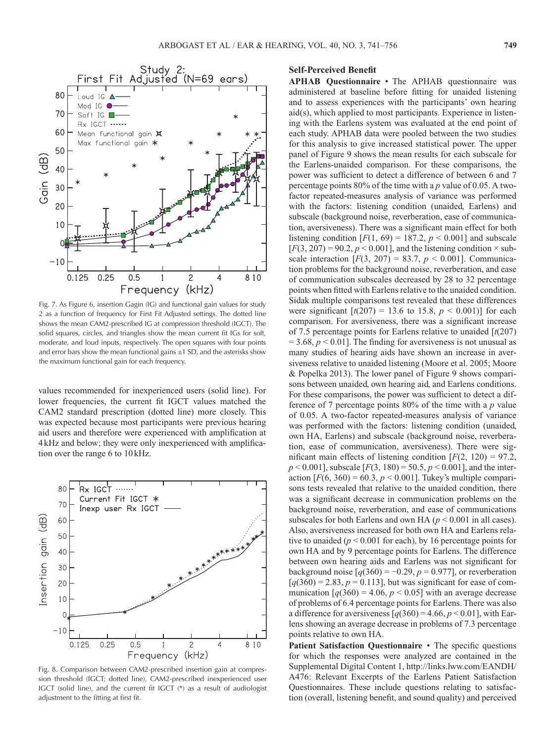Fig. 7. As Figure 6, insertion Gagin (IG) and functional gain values for study 2 as a function of frequency for First Fit Adjusted settings. The dotted line shows the mean CAM2-prescribed IG at compression threshold (IGCT). The solid squares, circles, and triangles show the mean current fit IGs for soft, moderate, and loud inputs, respectively. The open squares with four points and error bars show the mean functional gains ±1 SD, and the asterisks show the maximum functional gain for each frequency.

values recommended for inexperienced users (solid line). For lower frequencies, the current fit IGCT values matched the CAM2 standard prescription (dotted line) more closely. This was expected because most participants were previous hearing aid users and therefore were experienced with amplification at 4 kHz and below; they were only inexperienced with amplification over the range 6 to 10 kHz.

Fig. 8. Comparison between CAM2-prescribed insertion gain at compression threshold (IGCT; dotted line), CAM2-prescribed inexperienced user IGCT (solid line), and the current fit IGCT (*) as a result of audiologist adjustment to the fitting at first fit.

## Self-Perceived Benefit

**APHAB Questionnaire** • The APHAB questionnaire was administered at baseline before fitting for unaided listening and to assess experiences with the participants' own hearing aid(s), which applied to most participants. Experience in listening with the Earlens system was evaluated at the end point of each study. APHAB data were pooled between the two studies for this analysis to give increased statistical power. The upper panel of Figure 9 shows the mean results for each subscale for the Earlens-unaided comparison. For these comparisons, the power was sufficient to detect a difference of between 6 and 7 percentage points 80% of the time with a *p* value of 0.05. A two-factor repeated-measures analysis of variance was performed with the factors: listening condition (unaided, Earlens) and subscale (background noise, reverberation, ease of communication, aversiveness). There was a significant main effect for both listening condition [$F(1, 69) = 187.2$, $p < 0.001$] and subscale [$F(3, 207) = 90.2$, $p < 0.001$], and the listening condition × subscale interaction [$F(3, 207) = 83.7$, $p < 0.001$]. Communication problems for the background noise, reverberation, and ease of communication subscales decreased by 28 to 32 percentage points when fitted with Earlens relative to the unaided condition. Sidak multiple comparisons test revealed that these differences were significant [$t(207) = 13.6$ to $15.8$, $p < 0.001$)] for each comparison. For aversiveness, there was a significant increase of 7.5 percentage points for Earlens relative to unaided [$t(207) = 3.68$, $p < 0.01$]. The finding for aversiveness is not unusual as many studies of hearing aids have shown an increase in aversiveness relative to unaided listening (Moore et al. 2005; Moore & Popelka 2013). The lower panel of Figure 9 shows comparisons between unaided, own hearing aid, and Earlens conditions. For these comparisons, the power was sufficient to detect a difference of 7 percentage points 80% of the time with a *p* value of 0.05. A two-factor repeated-measures analysis of variance was performed with the factors: listening condition (unaided, own HA, Earlens) and subscale (background noise, reverberation, ease of communication, aversiveness). There were significant main effects of listening condition [$F(2, 120) = 97.2$, $p < 0.001$], subscale [$F(3, 180) = 50.5$, $p < 0.001$], and the interaction [$F(6, 360) = 60.3$, $p < 0.001$]. Tukey's multiple comparisons tests revealed that relative to the unaided condition, there was a significant decrease in communication problems on the background noise, reverberation, and ease of communications subscales for both Earlens and own HA ($p < 0.001$ in all cases). Also, aversiveness increased for both own HA and Earlens relative to unaided ($p < 0.001$ for each), by 16 percentage points for own HA and by 9 percentage points for Earlens. The difference between own hearing aids and Earlens was not significant for background noise [$q(360) = -0.29$, $p = 0.977$], or reverberation [$q(360) = 2.83$, $p = 0.113$], but was significant for ease of communication [$q(360) = 4.06$, $p < 0.05$] with an average decrease of problems of 6.4 percentage points for Earlens. There was also a difference for aversiveness [$q(360) = 4.66$, $p < 0.01$], with Earlens showing an average decrease in problems of 7.3 percentage points relative to own HA.

**Patient Satisfaction Questionnaire** • The specific questions for which the responses were analyzed are contained in the Supplemental Digital Content 1, http://links.lww.com/EANDH/A476: Relevant Excerpts of the Earlens Patient Satisfaction Questionnaires. These include questions relating to satisfaction (overall, listening benefit, and sound quality) and perceived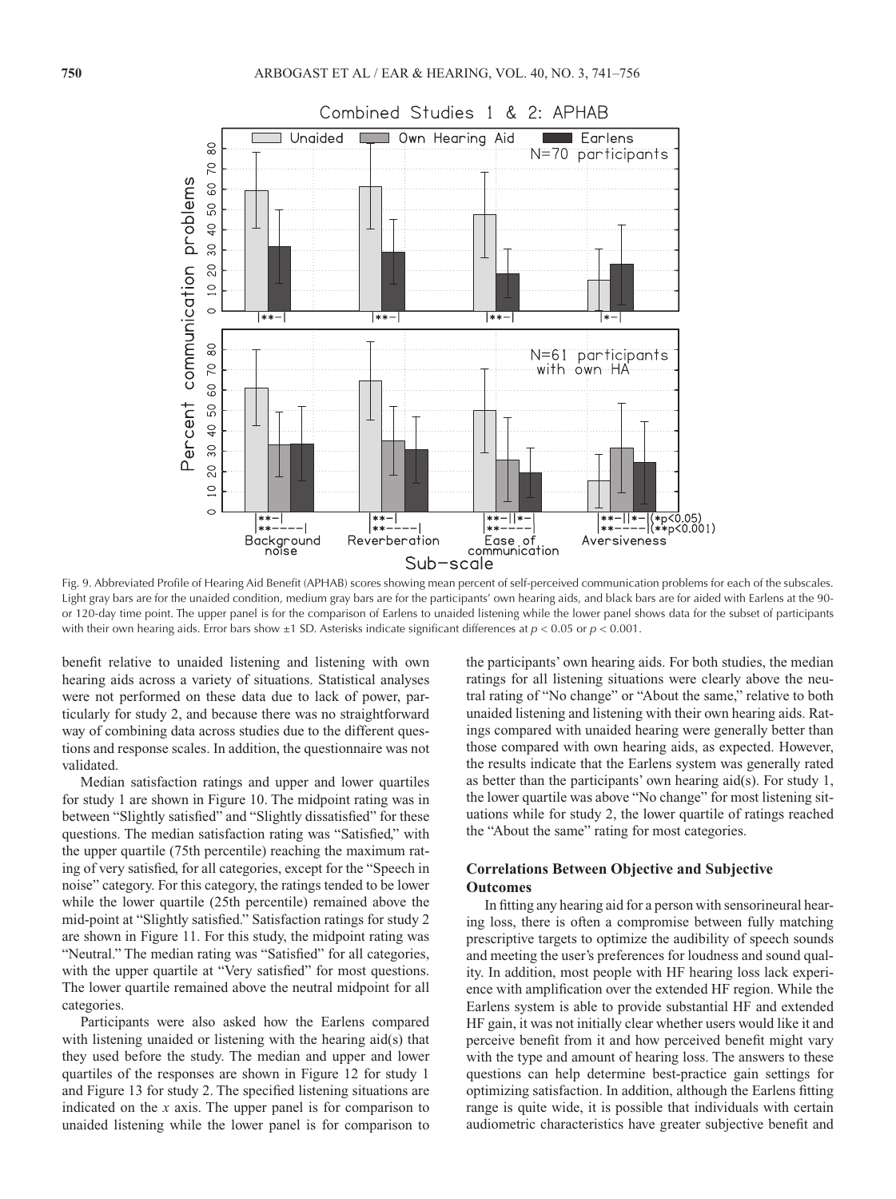Fig. 9. Abbreviated Profile of Hearing Aid Benefit (APHAB) scores showing mean percent of self-perceived communication problems for each of the subscales. Light gray bars are for the unaided condition, medium gray bars are for the participants' own hearing aids, and black bars are for aided with Earlens at the 90- or 120-day time point. The upper panel is for the comparison of Earlens to unaided listening while the lower panel shows data for the subset of participants with their own hearing aids. Error bars show ±1 SD. Asterisks indicate significant differences at $p < 0.05$ or $p < 0.001$.

benefit relative to unaided listening and listening with own hearing aids across a variety of situations. Statistical analyses were not performed on these data due to lack of power, particularly for study 2, and because there was no straightforward way of combining data across studies due to the different questions and response scales. In addition, the questionnaire was not validated.

Median satisfaction ratings and upper and lower quartiles for study 1 are shown in Figure 10. The midpoint rating was in between "Slightly satisfied" and "Slightly dissatisfied" for these questions. The median satisfaction rating was "Satisfied," with the upper quartile (75th percentile) reaching the maximum rating of very satisfied, for all categories, except for the "Speech in noise" category. For this category, the ratings tended to be lower while the lower quartile (25th percentile) remained above the mid-point at "Slightly satisfied." Satisfaction ratings for study 2 are shown in Figure 11. For this study, the midpoint rating was "Neutral." The median rating was "Satisfied" for all categories, with the upper quartile at "Very satisfied" for most questions. The lower quartile remained above the neutral midpoint for all categories.

Participants were also asked how the Earlens compared with listening unaided or listening with the hearing aid(s) that they used before the study. The median and upper and lower quartiles of the responses are shown in Figure 12 for study 1 and Figure 13 for study 2. The specified listening situations are indicated on the *x* axis. The upper panel is for comparison to unaided listening while the lower panel is for comparison to the participants' own hearing aids. For both studies, the median ratings for all listening situations were clearly above the neutral rating of "No change" or "About the same," relative to both unaided listening and listening with their own hearing aids. Ratings compared with unaided hearing were generally better than those compared with own hearing aids, as expected. However, the results indicate that the Earlens system was generally rated as better than the participants' own hearing aid(s). For study 1, the lower quartile was above "No change" for most listening situations while for study 2, the lower quartile of ratings reached the "About the same" rating for most categories.

### Correlations Between Objective and Subjective Outcomes

In fitting any hearing aid for a person with sensorineural hearing loss, there is often a compromise between fully matching prescriptive targets to optimize the audibility of speech sounds and meeting the user's preferences for loudness and sound quality. In addition, most people with HF hearing loss lack experience with amplification over the extended HF region. While the Earlens system is able to provide substantial HF and extended HF gain, it was not initially clear whether users would like it and perceive benefit from it and how perceived benefit might vary with the type and amount of hearing loss. The answers to these questions can help determine best-practice gain settings for optimizing satisfaction. In addition, although the Earlens fitting range is quite wide, it is possible that individuals with certain audiometric characteristics have greater subjective benefit and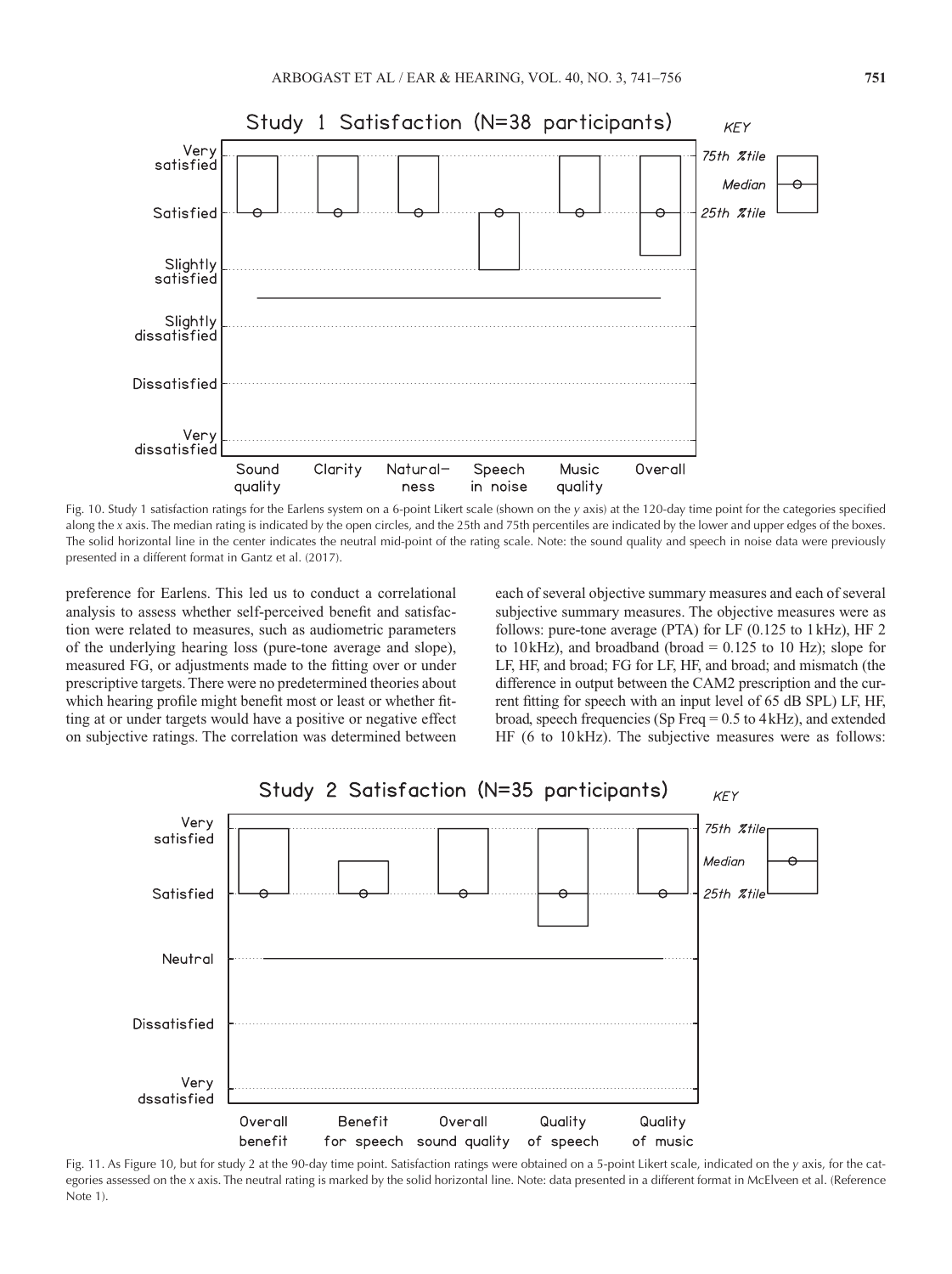Fig. 10. Study 1 satisfaction ratings for the Earlens system on a 6-point Likert scale (shown on the *y* axis) at the 120-day time point for the categories specified along the *x* axis. The median rating is indicated by the open circles, and the 25th and 75th percentiles are indicated by the lower and upper edges of the boxes. The solid horizontal line in the center indicates the neutral mid-point of the rating scale. Note: the sound quality and speech in noise data were previously presented in a different format in Gantz et al. (2017).

preference for Earlens. This led us to conduct a correlational analysis to assess whether self-perceived benefit and satisfaction were related to measures, such as audiometric parameters of the underlying hearing loss (pure-tone average and slope), measured FG, or adjustments made to the fitting over or under prescriptive targets. There were no predetermined theories about which hearing profile might benefit most or least or whether fitting at or under targets would have a positive or negative effect on subjective ratings. The correlation was determined between each of several objective summary measures and each of several subjective summary measures. The objective measures were as follows: pure-tone average (PTA) for LF (0.125 to 1 kHz), HF 2 to 10 kHz), and broadband (broad = 0.125 to 10 Hz); slope for LF, HF, and broad; FG for LF, HF, and broad; and mismatch (the difference in output between the CAM2 prescription and the current fitting for speech with an input level of 65 dB SPL) LF, HF, broad, speech frequencies (Sp Freq = 0.5 to 4 kHz), and extended HF (6 to 10 kHz). The subjective measures were as follows:

Fig. 11. As Figure 10, but for study 2 at the 90-day time point. Satisfaction ratings were obtained on a 5-point Likert scale, indicated on the *y* axis, for the categories assessed on the *x* axis. The neutral rating is marked by the solid horizontal line. Note: data presented in a different format in McElveen et al. (Reference Note 1).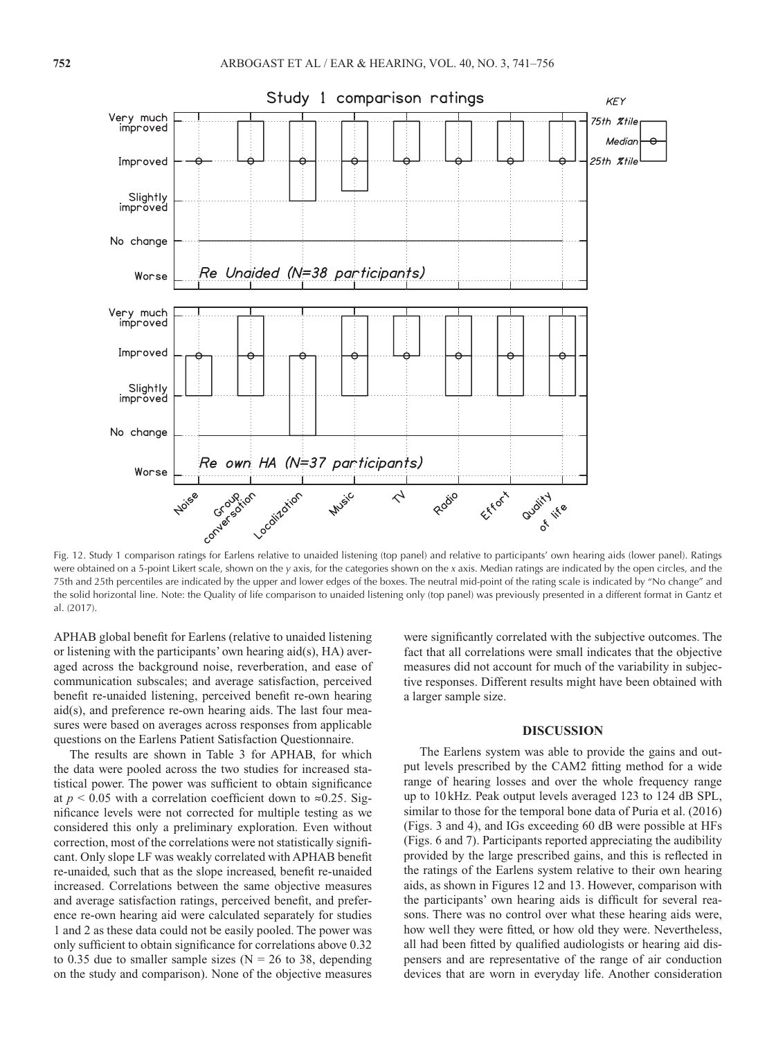Fig. 12. Study 1 comparison ratings for Earlens relative to unaided listening (top panel) and relative to participants' own hearing aids (lower panel). Ratings were obtained on a 5-point Likert scale, shown on the *y* axis, for the categories shown on the *x* axis. Median ratings are indicated by the open circles, and the 75th and 25th percentiles are indicated by the upper and lower edges of the boxes. The neutral mid-point of the rating scale is indicated by "No change" and the solid horizontal line. Note: the Quality of life comparison to unaided listening only (top panel) was previously presented in a different format in Gantz et al. (2017).

APHAB global benefit for Earlens (relative to unaided listening or listening with the participants' own hearing aid(s), HA) averaged across the background noise, reverberation, and ease of communication subscales; and average satisfaction, perceived benefit re-unaided listening, perceived benefit re-own hearing aid(s), and preference re-own hearing aids. The last four measures were based on averages across responses from applicable questions on the Earlens Patient Satisfaction Questionnaire.

The results are shown in Table 3 for APHAB, for which the data were pooled across the two studies for increased statistical power. The power was sufficient to obtain significance at $p < 0.05$ with a correlation coefficient down to ≈0.25. Significance levels were not corrected for multiple testing as we considered this only a preliminary exploration. Even without correction, most of the correlations were not statistically significant. Only slope LF was weakly correlated with APHAB benefit re-unaided, such that as the slope increased, benefit re-unaided increased. Correlations between the same objective measures and average satisfaction ratings, perceived benefit, and preference re-own hearing aid were calculated separately for studies 1 and 2 as these data could not be easily pooled. The power was only sufficient to obtain significance for correlations above 0.32 to 0.35 due to smaller sample sizes (N = 26 to 38, depending on the study and comparison). None of the objective measures were significantly correlated with the subjective outcomes. The fact that all correlations were small indicates that the objective measures did not account for much of the variability in subjective responses. Different results might have been obtained with a larger sample size.

## DISCUSSION

The Earlens system was able to provide the gains and output levels prescribed by the CAM2 fitting method for a wide range of hearing losses and over the whole frequency range up to 10 kHz. Peak output levels averaged 123 to 124 dB SPL, similar to those for the temporal bone data of Puria et al. (2016) (Figs. 3 and 4), and IGs exceeding 60 dB were possible at HFs (Figs. 6 and 7). Participants reported appreciating the audibility provided by the large prescribed gains, and this is reflected in the ratings of the Earlens system relative to their own hearing aids, as shown in Figures 12 and 13. However, comparison with the participants' own hearing aids is difficult for several reasons. There was no control over what these hearing aids were, how well they were fitted, or how old they were. Nevertheless, all had been fitted by qualified audiologists or hearing aid dispensers and are representative of the range of air conduction devices that are worn in everyday life. Another consideration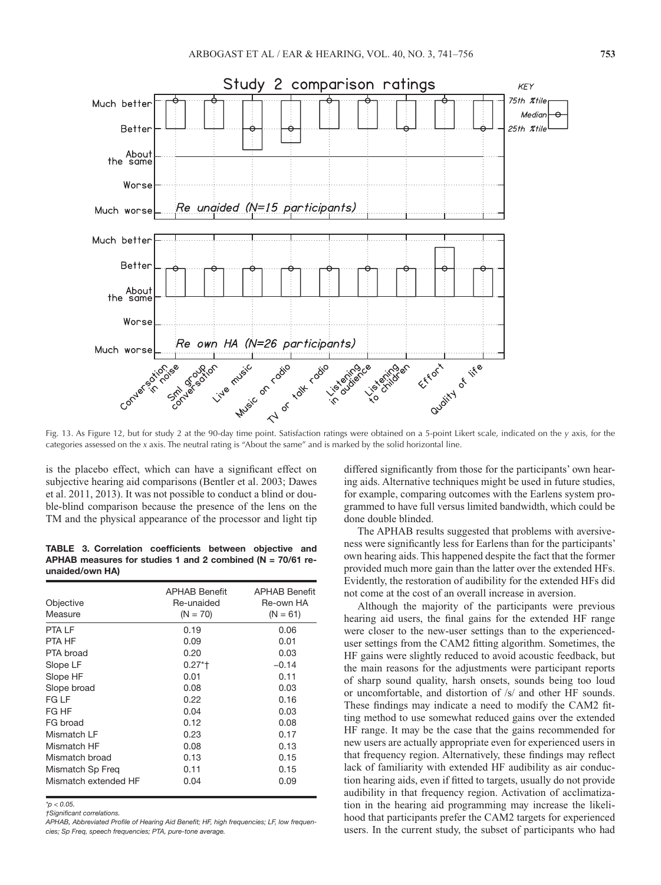Fig. 13. As Figure 12, but for study 2 at the 90-day time point. Satisfaction ratings were obtained on a 5-point Likert scale, indicated on the *y* axis, for the categories assessed on the *x* axis. The neutral rating is "About the same" and is marked by the solid horizontal line.

is the placebo effect, which can have a significant effect on subjective hearing aid comparisons (Bentler et al. 2003; Dawes et al. 2011, 2013). It was not possible to conduct a blind or double-blind comparison because the presence of the lens on the TM and the physical appearance of the processor and light tip differed significantly from those for the participants' own hearing aids. Alternative techniques might be used in future studies, for example, comparing outcomes with the Earlens system programmed to have full versus limited bandwidth, which could be done double blinded.

**TABLE 3. Correlation coefficients between objective and APHAB measures for studies 1 and 2 combined (N = 70/61 re-unaided/own HA)**

| Objective Measure | APHAB Benefit Re-unaided (N = 70) | APHAB Benefit Re-own HA (N = 61) |
|---|---|---|
| PTA LF | 0.19 | 0.06 |
| PTA HF | 0.09 | 0.01 |
| PTA broad | 0.20 | 0.03 |
| Slope LF | 0.27*† | −0.14 |
| Slope HF | 0.01 | 0.11 |
| Slope broad | 0.08 | 0.03 |
| FG LF | 0.22 | 0.16 |
| FG HF | 0.04 | 0.03 |
| FG broad | 0.12 | 0.08 |
| Mismatch LF | 0.23 | 0.17 |
| Mismatch HF | 0.08 | 0.13 |
| Mismatch broad | 0.13 | 0.15 |
| Mismatch Sp Freq | 0.11 | 0.15 |
| Mismatch extended HF | 0.04 | 0.09 |

*$p < 0.05$.
†Significant correlations.
APHAB, Abbreviated Profile of Hearing Aid Benefit; HF, high frequencies; LF, low frequencies; Sp Freq, speech frequencies; PTA, pure-tone average.

The APHAB results suggested that problems with aversiveness were significantly less for Earlens than for the participants' own hearing aids. This happened despite the fact that the former provided much more gain than the latter over the extended HFs. Evidently, the restoration of audibility for the extended HFs did not come at the cost of an overall increase in aversion.

Although the majority of the participants were previous hearing aid users, the final gains for the extended HF range were closer to the new-user settings than to the experienced-user settings from the CAM2 fitting algorithm. Sometimes, the HF gains were slightly reduced to avoid acoustic feedback, but the main reasons for the adjustments were participant reports of sharp sound quality, harsh onsets, sounds being too loud or uncomfortable, and distortion of /s/ and other HF sounds. These findings may indicate a need to modify the CAM2 fitting method to use somewhat reduced gains over the extended HF range. It may be the case that the gains recommended for new users are actually appropriate even for experienced users in that frequency region. Alternatively, these findings may reflect lack of familiarity with extended HF audibility as air conduction hearing aids, even if fitted to targets, usually do not provide audibility in that frequency region. Activation of acclimatization in the hearing aid programming may increase the likelihood that participants prefer the CAM2 targets for experienced users. In the current study, the subset of participants who had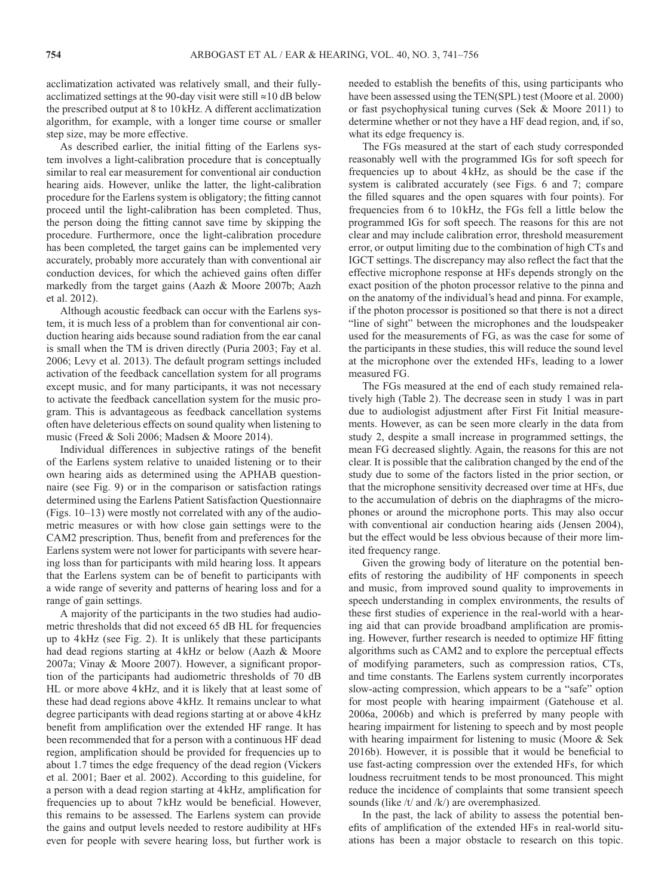acclimatization activated was relatively small, and their fully-acclimatized settings at the 90-day visit were still ≈10 dB below the prescribed output at 8 to 10 kHz. A different acclimatization algorithm, for example, with a longer time course or smaller step size, may be more effective.

As described earlier, the initial fitting of the Earlens system involves a light-calibration procedure that is conceptually similar to real ear measurement for conventional air conduction hearing aids. However, unlike the latter, the light-calibration procedure for the Earlens system is obligatory; the fitting cannot proceed until the light-calibration has been completed. Thus, the person doing the fitting cannot save time by skipping the procedure. Furthermore, once the light-calibration procedure has been completed, the target gains can be implemented very accurately, probably more accurately than with conventional air conduction devices, for which the achieved gains often differ markedly from the target gains (Aazh & Moore 2007b; Aazh et al. 2012).

Although acoustic feedback can occur with the Earlens system, it is much less of a problem than for conventional air conduction hearing aids because sound radiation from the ear canal is small when the TM is driven directly (Puria 2003; Fay et al. 2006; Levy et al. 2013). The default program settings included activation of the feedback cancellation system for all programs except music, and for many participants, it was not necessary to activate the feedback cancellation system for the music program. This is advantageous as feedback cancellation systems often have deleterious effects on sound quality when listening to music (Freed & Soli 2006; Madsen & Moore 2014).

Individual differences in subjective ratings of the benefit of the Earlens system relative to unaided listening or to their own hearing aids as determined using the APHAB questionnaire (see Fig. 9) or in the comparison or satisfaction ratings determined using the Earlens Patient Satisfaction Questionnaire (Figs. 10–13) were mostly not correlated with any of the audiometric measures or with how close gain settings were to the CAM2 prescription. Thus, benefit from and preferences for the Earlens system were not lower for participants with severe hearing loss than for participants with mild hearing loss. It appears that the Earlens system can be of benefit to participants with a wide range of severity and patterns of hearing loss and for a range of gain settings.

A majority of the participants in the two studies had audiometric thresholds that did not exceed 65 dB HL for frequencies up to 4 kHz (see Fig. 2). It is unlikely that these participants had dead regions starting at 4 kHz or below (Aazh & Moore 2007a; Vinay & Moore 2007). However, a significant proportion of the participants had audiometric thresholds of 70 dB HL or more above 4 kHz, and it is likely that at least some of these had dead regions above 4 kHz. It remains unclear to what degree participants with dead regions starting at or above 4 kHz benefit from amplification over the extended HF range. It has been recommended that for a person with a continuous HF dead region, amplification should be provided for frequencies up to about 1.7 times the edge frequency of the dead region (Vickers et al. 2001; Baer et al. 2002). According to this guideline, for a person with a dead region starting at 4 kHz, amplification for frequencies up to about 7 kHz would be beneficial. However, this remains to be assessed. The Earlens system can provide the gains and output levels needed to restore audibility at HFs even for people with severe hearing loss, but further work is needed to establish the benefits of this, using participants who have been assessed using the TEN(SPL) test (Moore et al. 2000) or fast psychophysical tuning curves (Sek & Moore 2011) to determine whether or not they have a HF dead region, and, if so, what its edge frequency is.

The FGs measured at the start of each study corresponded reasonably well with the programmed IGs for soft speech for frequencies up to about 4 kHz, as should be the case if the system is calibrated accurately (see Figs. 6 and 7; compare the filled squares and the open squares with four points). For frequencies from 6 to 10 kHz, the FGs fell a little below the programmed IGs for soft speech. The reasons for this are not clear and may include calibration error, threshold measurement error, or output limiting due to the combination of high CTs and IGCT settings. The discrepancy may also reflect the fact that the effective microphone response at HFs depends strongly on the exact position of the photon processor relative to the pinna and on the anatomy of the individual's head and pinna. For example, if the photon processor is positioned so that there is not a direct "line of sight" between the microphones and the loudspeaker used for the measurements of FG, as was the case for some of the participants in these studies, this will reduce the sound level at the microphone over the extended HFs, leading to a lower measured FG.

The FGs measured at the end of each study remained relatively high (Table 2). The decrease seen in study 1 was in part due to audiologist adjustment after First Fit Initial measurements. However, as can be seen more clearly in the data from study 2, despite a small increase in programmed settings, the mean FG decreased slightly. Again, the reasons for this are not clear. It is possible that the calibration changed by the end of the study due to some of the factors listed in the prior section, or that the microphone sensitivity decreased over time at HFs, due to the accumulation of debris on the diaphragms of the microphones or around the microphone ports. This may also occur with conventional air conduction hearing aids (Jensen 2004), but the effect would be less obvious because of their more limited frequency range.

Given the growing body of literature on the potential benefits of restoring the audibility of HF components in speech and music, from improved sound quality to improvements in speech understanding in complex environments, the results of these first studies of experience in the real-world with a hearing aid that can provide broadband amplification are promising. However, further research is needed to optimize HF fitting algorithms such as CAM2 and to explore the perceptual effects of modifying parameters, such as compression ratios, CTs, and time constants. The Earlens system currently incorporates slow-acting compression, which appears to be a "safe" option for most people with hearing impairment (Gatehouse et al. 2006a, 2006b) and which is preferred by many people with hearing impairment for listening to speech and by most people with hearing impairment for listening to music (Moore & Sek 2016b). However, it is possible that it would be beneficial to use fast-acting compression over the extended HFs, for which loudness recruitment tends to be most pronounced. This might reduce the incidence of complaints that some transient speech sounds (like /t/ and /k/) are overemphasized.

In the past, the lack of ability to assess the potential benefits of amplification of the extended HFs in real-world situations has been a major obstacle to research on this topic.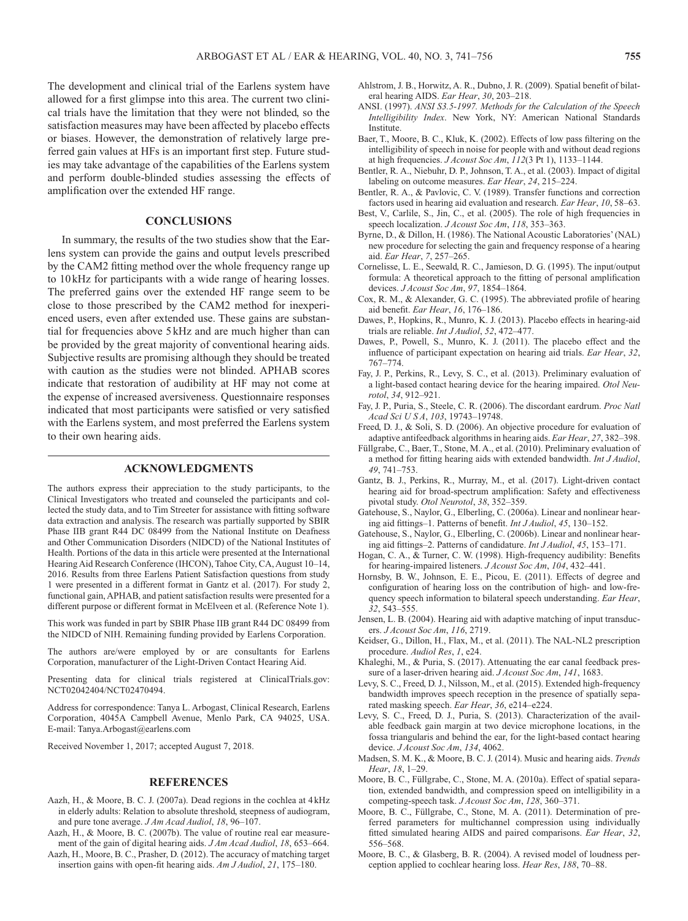The development and clinical trial of the Earlens system have allowed for a first glimpse into this area. The current two clinical trials have the limitation that they were not blinded, so the satisfaction measures may have been affected by placebo effects or biases. However, the demonstration of relatively large preferred gain values at HFs is an important first step. Future studies may take advantage of the capabilities of the Earlens system and perform double-blinded studies assessing the effects of amplification over the extended HF range.

## CONCLUSIONS

In summary, the results of the two studies show that the Earlens system can provide the gains and output levels prescribed by the CAM2 fitting method over the whole frequency range up to 10 kHz for participants with a wide range of hearing losses. The preferred gains over the extended HF range seem to be close to those prescribed by the CAM2 method for inexperienced users, even after extended use. These gains are substantial for frequencies above 5 kHz and are much higher than can be provided by the great majority of conventional hearing aids. Subjective results are promising although they should be treated with caution as the studies were not blinded. APHAB scores indicate that restoration of audibility at HF may not come at the expense of increased aversiveness. Questionnaire responses indicated that most participants were satisfied or very satisfied with the Earlens system, and most preferred the Earlens system to their own hearing aids.

## ACKNOWLEDGMENTS

The authors express their appreciation to the study participants, to the Clinical Investigators who treated and counseled the participants and collected the study data, and to Tim Streeter for assistance with fitting software data extraction and analysis. The research was partially supported by SBIR Phase IIB grant R44 DC 08499 from the National Institute on Deafness and Other Communication Disorders (NIDCD) of the National Institutes of Health. Portions of the data in this article were presented at the International Hearing Aid Research Conference (IHCON), Tahoe City, CA, August 10–14, 2016. Results from three Earlens Patient Satisfaction questions from study 1 were presented in a different format in Gantz et al. (2017). For study 2, functional gain, APHAB, and patient satisfaction results were presented for a different purpose or different format in McElveen et al. (Reference Note 1).

This work was funded in part by SBIR Phase IIB grant R44 DC 08499 from the NIDCD of NIH. Remaining funding provided by Earlens Corporation.

The authors are/were employed by or are consultants for Earlens Corporation, manufacturer of the Light-Driven Contact Hearing Aid.

Presenting data for clinical trials registered at ClinicalTrials.gov: NCT02042404/NCT02470494.

Address for correspondence: Tanya L. Arbogast, Clinical Research, Earlens Corporation, 4045A Campbell Avenue, Menlo Park, CA 94025, USA. E-mail: Tanya.Arbogast@earlens.com

Received November 1, 2017; accepted August 7, 2018.

## REFERENCES

Aazh, H., & Moore, B. C. J. (2007a). Dead regions in the cochlea at 4 kHz in elderly adults: Relation to absolute threshold, steepness of audiogram, and pure tone average. *J Am Acad Audiol*, *18*, 96–107.

Aazh, H., & Moore, B. C. (2007b). The value of routine real ear measurement of the gain of digital hearing aids. *J Am Acad Audiol*, *18*, 653–664.

Aazh, H., Moore, B. C., Prasher, D. (2012). The accuracy of matching target insertion gains with open-fit hearing aids. *Am J Audiol*, *21*, 175–180.

Ahlstrom, J. B., Horwitz, A. R., Dubno, J. R. (2009). Spatial benefit of bilateral hearing AIDS. *Ear Hear*, *30*, 203–218.

ANSI. (1997). *ANSI S3.5-1997. Methods for the Calculation of the Speech Intelligibility Index*. New York, NY: American National Standards Institute.

Baer, T., Moore, B. C., Kluk, K. (2002). Effects of low pass filtering on the intelligibility of speech in noise for people with and without dead regions at high frequencies. *J Acoust Soc Am*, *112*(3 Pt 1), 1133–1144.

Bentler, R. A., Niebuhr, D. P., Johnson, T. A., et al. (2003). Impact of digital labeling on outcome measures. *Ear Hear*, *24*, 215–224.

Bentler, R. A., & Pavlovic, C. V. (1989). Transfer functions and correction factors used in hearing aid evaluation and research. *Ear Hear*, *10*, 58–63.

Best, V., Carlile, S., Jin, C., et al. (2005). The role of high frequencies in speech localization. *J Acoust Soc Am*, *118*, 353–363.

Byrne, D., & Dillon, H. (1986). The National Acoustic Laboratories' (NAL) new procedure for selecting the gain and frequency response of a hearing aid. *Ear Hear*, *7*, 257–265.

Cornelisse, L. E., Seewald, R. C., Jamieson, D. G. (1995). The input/output formula: A theoretical approach to the fitting of personal amplification devices. *J Acoust Soc Am*, *97*, 1854–1864.

Cox, R. M., & Alexander, G. C. (1995). The abbreviated profile of hearing aid benefit. *Ear Hear*, *16*, 176–186.

Dawes, P., Hopkins, R., Munro, K. J. (2013). Placebo effects in hearing-aid trials are reliable. *Int J Audiol*, *52*, 472–477.

Dawes, P., Powell, S., Munro, K. J. (2011). The placebo effect and the influence of participant expectation on hearing aid trials. *Ear Hear*, *32*, 767–774.

Fay, J. P., Perkins, R., Levy, S. C., et al. (2013). Preliminary evaluation of a light-based contact hearing device for the hearing impaired. *Otol Neurotol*, *34*, 912–921.

Fay, J. P., Puria, S., Steele, C. R. (2006). The discordant eardrum. *Proc Natl Acad Sci U S A*, *103*, 19743–19748.

Freed, D. J., & Soli, S. D. (2006). An objective procedure for evaluation of adaptive antifeedback algorithms in hearing aids. *Ear Hear*, *27*, 382–398.

Füllgrabe, C., Baer, T., Stone, M. A., et al. (2010). Preliminary evaluation of a method for fitting hearing aids with extended bandwidth. *Int J Audiol*, *49*, 741–753.

Gantz, B. J., Perkins, R., Murray, M., et al. (2017). Light-driven contact hearing aid for broad-spectrum amplification: Safety and effectiveness pivotal study. *Otol Neurotol*, *38*, 352–359.

Gatehouse, S., Naylor, G., Elberling, C. (2006a). Linear and nonlinear hearing aid fittings–1. Patterns of benefit. *Int J Audiol*, *45*, 130–152.

Gatehouse, S., Naylor, G., Elberling, C. (2006b). Linear and nonlinear hearing aid fittings–2. Patterns of candidature. *Int J Audiol*, *45*, 153–171.

Hogan, C. A., & Turner, C. W. (1998). High-frequency audibility: Benefits for hearing-impaired listeners. *J Acoust Soc Am*, *104*, 432–441.

Hornsby, B. W., Johnson, E. E., Picou, E. (2011). Effects of degree and configuration of hearing loss on the contribution of high- and low-frequency speech information to bilateral speech understanding. *Ear Hear*, *32*, 543–555.

Jensen, L. B. (2004). Hearing aid with adaptive matching of input transducers. *J Acoust Soc Am*, *116*, 2719.

Keidser, G., Dillon, H., Flax, M., et al. (2011). The NAL-NL2 prescription procedure. *Audiol Res*, *1*, e24.

Khaleghi, M., & Puria, S. (2017). Attenuating the ear canal feedback pressure of a laser-driven hearing aid. *J Acoust Soc Am*, *141*, 1683.

Levy, S. C., Freed, D. J., Nilsson, M., et al. (2015). Extended high-frequency bandwidth improves speech reception in the presence of spatially separated masking speech. *Ear Hear*, *36*, e214–e224.

Levy, S. C., Freed, D. J., Puria, S. (2013). Characterization of the available feedback gain margin at two device microphone locations, in the fossa triangularis and behind the ear, for the light-based contact hearing device. *J Acoust Soc Am*, *134*, 4062.

Madsen, S. M. K., & Moore, B. C. J. (2014). Music and hearing aids. *Trends Hear*, *18*, 1–29.

Moore, B. C., Füllgrabe, C., Stone, M. A. (2010a). Effect of spatial separation, extended bandwidth, and compression speed on intelligibility in a competing-speech task. *J Acoust Soc Am*, *128*, 360–371.

Moore, B. C., Füllgrabe, C., Stone, M. A. (2011). Determination of preferred parameters for multichannel compression using individually fitted simulated hearing AIDS and paired comparisons. *Ear Hear*, *32*, 556–568.

Moore, B. C., & Glasberg, B. R. (2004). A revised model of loudness perception applied to cochlear hearing loss. *Hear Res*, *188*, 70–88.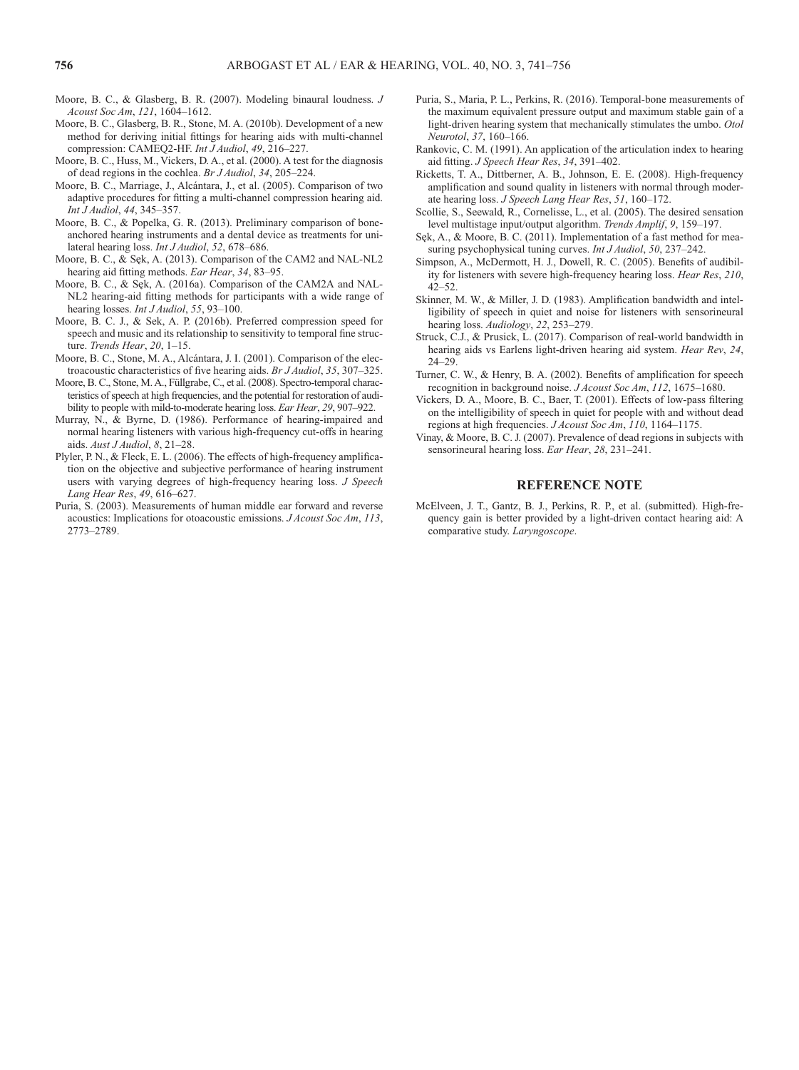Moore, B. C., & Glasberg, B. R. (2007). Modeling binaural loudness. *J Acoust Soc Am*, *121*, 1604–1612.

Moore, B. C., Glasberg, B. R., Stone, M. A. (2010b). Development of a new method for deriving initial fittings for hearing aids with multi-channel compression: CAMEQ2-HF. *Int J Audiol*, *49*, 216–227.

Moore, B. C., Huss, M., Vickers, D. A., et al. (2000). A test for the diagnosis of dead regions in the cochlea. *Br J Audiol*, *34*, 205–224.

Moore, B. C., Marriage, J., Alcántara, J., et al. (2005). Comparison of two adaptive procedures for fitting a multi-channel compression hearing aid. *Int J Audiol*, *44*, 345–357.

Moore, B. C., & Popelka, G. R. (2013). Preliminary comparison of bone-anchored hearing instruments and a dental device as treatments for unilateral hearing loss. *Int J Audiol*, *52*, 678–686.

Moore, B. C., & Sęk, A. (2013). Comparison of the CAM2 and NAL-NL2 hearing aid fitting methods. *Ear Hear*, *34*, 83–95.

Moore, B. C., & Sęk, A. (2016a). Comparison of the CAM2A and NAL-NL2 hearing-aid fitting methods for participants with a wide range of hearing losses. *Int J Audiol*, *55*, 93–100.

Moore, B. C. J., & Sek, A. P. (2016b). Preferred compression speed for speech and music and its relationship to sensitivity to temporal fine structure. *Trends Hear*, *20*, 1–15.

Moore, B. C., Stone, M. A., Alcántara, J. I. (2001). Comparison of the electroacoustic characteristics of five hearing aids. *Br J Audiol*, *35*, 307–325.

Moore, B. C., Stone, M. A., Füllgrabe, C., et al. (2008). Spectro-temporal characteristics of speech at high frequencies, and the potential for restoration of audibility to people with mild-to-moderate hearing loss. *Ear Hear*, *29*, 907–922.

Murray, N., & Byrne, D. (1986). Performance of hearing-impaired and normal hearing listeners with various high-frequency cut-offs in hearing aids. *Aust J Audiol*, *8*, 21–28.

Plyler, P. N., & Fleck, E. L. (2006). The effects of high-frequency amplification on the objective and subjective performance of hearing instrument users with varying degrees of high-frequency hearing loss. *J Speech Lang Hear Res*, *49*, 616–627.

Puria, S. (2003). Measurements of human middle ear forward and reverse acoustics: Implications for otoacoustic emissions. *J Acoust Soc Am*, *113*, 2773–2789.

Puria, S., Maria, P. L., Perkins, R. (2016). Temporal-bone measurements of the maximum equivalent pressure output and maximum stable gain of a light-driven hearing system that mechanically stimulates the umbo. *Otol Neurotol*, *37*, 160–166.

Rankovic, C. M. (1991). An application of the articulation index to hearing aid fitting. *J Speech Hear Res*, *34*, 391–402.

Ricketts, T. A., Dittberner, A. B., Johnson, E. E. (2008). High-frequency amplification and sound quality in listeners with normal through moderate hearing loss. *J Speech Lang Hear Res*, *51*, 160–172.

Scollie, S., Seewald, R., Cornelisse, L., et al. (2005). The desired sensation level multistage input/output algorithm. *Trends Amplif*, *9*, 159–197.

Sęk, A., & Moore, B. C. (2011). Implementation of a fast method for measuring psychophysical tuning curves. *Int J Audiol*, *50*, 237–242.

Simpson, A., McDermott, H. J., Dowell, R. C. (2005). Benefits of audibility for listeners with severe high-frequency hearing loss. *Hear Res*, *210*, 42–52.

Skinner, M. W., & Miller, J. D. (1983). Amplification bandwidth and intelligibility of speech in quiet and noise for listeners with sensorineural hearing loss. *Audiology*, *22*, 253–279.

Struck, C.J., & Prusick, L. (2017). Comparison of real-world bandwidth in hearing aids vs Earlens light-driven hearing aid system. *Hear Rev*, *24*, 24–29.

Turner, C. W., & Henry, B. A. (2002). Benefits of amplification for speech recognition in background noise. *J Acoust Soc Am*, *112*, 1675–1680.

Vickers, D. A., Moore, B. C., Baer, T. (2001). Effects of low-pass filtering on the intelligibility of speech in quiet for people with and without dead regions at high frequencies. *J Acoust Soc Am*, *110*, 1164–1175.

Vinay, & Moore, B. C. J. (2007). Prevalence of dead regions in subjects with sensorineural hearing loss. *Ear Hear*, *28*, 231–241.

## REFERENCE NOTE

McElveen, J. T., Gantz, B. J., Perkins, R. P., et al. (submitted). High-frequency gain is better provided by a light-driven contact hearing aid: A comparative study. *Laryngoscope*.